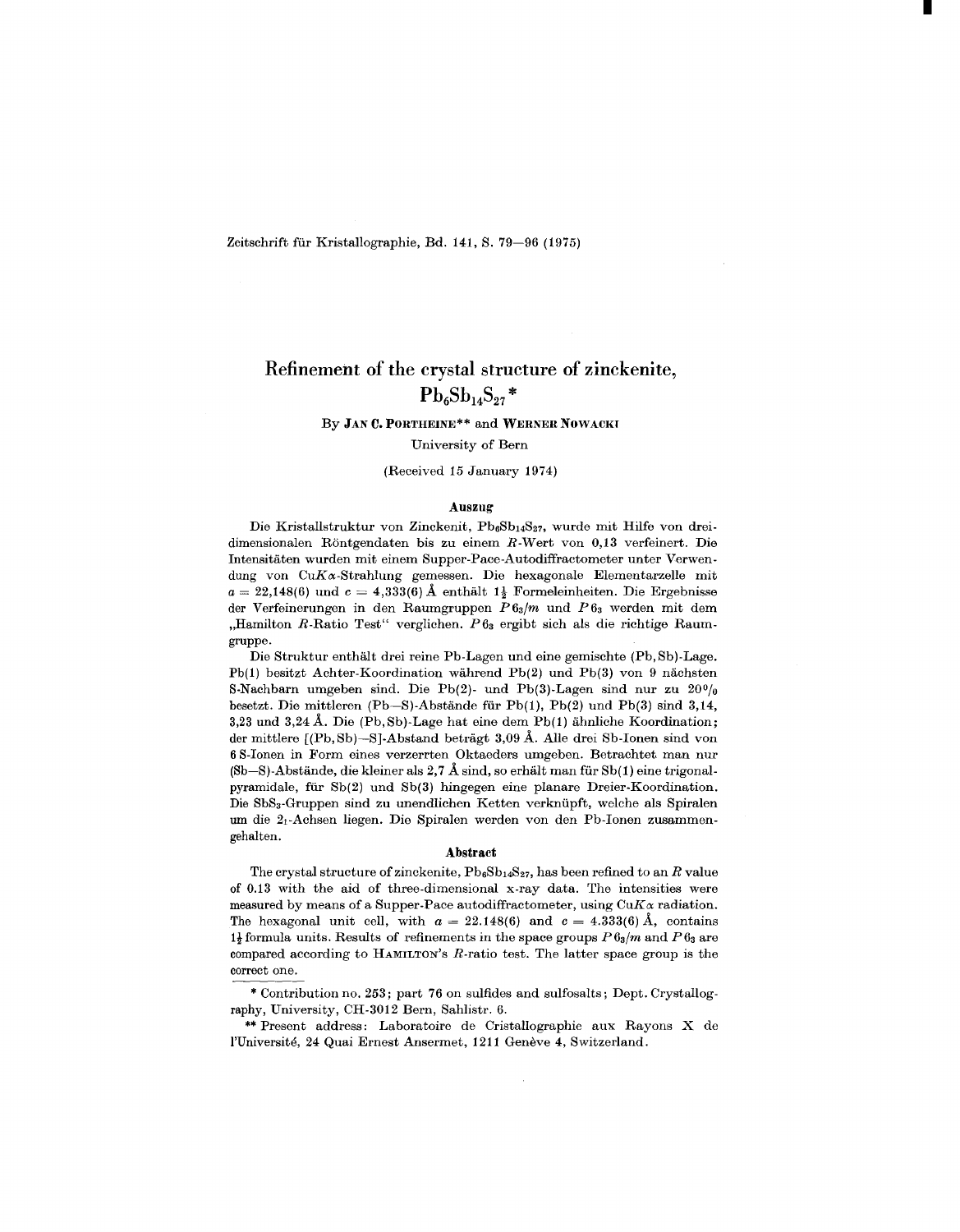Zeitschrift für Kristallographie, Bd. 141, S. 79–96 (1975)

# Refinement of the crystal structure of zinckenite, $Pb_6Sb_{14}S_{27}$ *

By **Jan C. Portheine**** and **Werner Nowacki**

University of Bern

(Received 15 January 1974)

## Auszug

Die Kristallstruktur von Zinckenit, $Pb_6Sb_{14}S_{27}$, wurde mit Hilfe von dreidimensionalen Röntgendaten bis zu einem $R$-Wert von 0,13 verfeinert. Die Intensitäten wurden mit einem Supper-Pace-Autodiffractometer unter Verwendung von $CuK\alpha$-Strahlung gemessen. Die hexagonale Elementarzelle mit $a = 22{,}148(6)$ und $c = 4{,}333(6)$ Å enthält $1\frac{1}{2}$ Formeleinheiten. Die Ergebnisse der Verfeinerungen in den Raumgruppen $P6_3/m$ und $P6_3$ werden mit dem „Hamilton $R$-Ratio Test" verglichen. $P6_3$ ergibt sich als die richtige Raumgruppe.

Die Struktur enthält drei reine Pb-Lagen und eine gemischte (Pb, Sb)-Lage. Pb(1) besitzt Achter-Koordination während Pb(2) und Pb(3) von 9 nächsten S-Nachbarn umgeben sind. Die Pb(2)- und Pb(3)-Lagen sind nur zu 20% besetzt. Die mittleren (Pb–S)-Abstände für Pb(1), Pb(2) und Pb(3) sind 3,14, 3,23 und 3,24 Å. Die (Pb, Sb)-Lage hat eine dem Pb(1) ähnliche Koordination; der mittlere [(Pb, Sb)–S]-Abstand beträgt 3,09 Å. Alle drei Sb-Ionen sind von 6 S-Ionen in Form eines verzerrten Oktaeders umgeben. Betrachtet man nur (Sb–S)-Abstände, die kleiner als 2,7 Å sind, so erhält man für Sb(1) eine trigonal-pyramidale, für Sb(2) und Sb(3) hingegen eine planare Dreier-Koordination. Die $SbS_3$-Gruppen sind zu unendlichen Ketten verknüpft, welche als Spiralen um die $2_1$-Achsen liegen. Die Spiralen werden von den Pb-Ionen zusammengehalten.

## Abstract

The crystal structure of zinckenite, $Pb_6Sb_{14}S_{27}$, has been refined to an $R$ value of 0.13 with the aid of three-dimensional x-ray data. The intensities were measured by means of a Supper-Pace autodiffractometer, using $CuK\alpha$ radiation. The hexagonal unit cell, with $a = 22.148(6)$ and $c = 4.333(6)$ Å, contains $1\frac{1}{2}$ formula units. Results of refinements in the space groups $P6_3/m$ and $P6_3$ are compared according to Hamilton's $R$-ratio test. The latter space group is the correct one.

---

* Contribution no. 253; part 76 on sulfides and sulfosalts; Dept. Crystallography, University, CH-3012 Bern, Sahlistr. 6.

** Present address: Laboratoire de Cristallographie aux Rayons X de l'Université, 24 Quai Ernest Ansermet, 1211 Genève 4, Switzerland.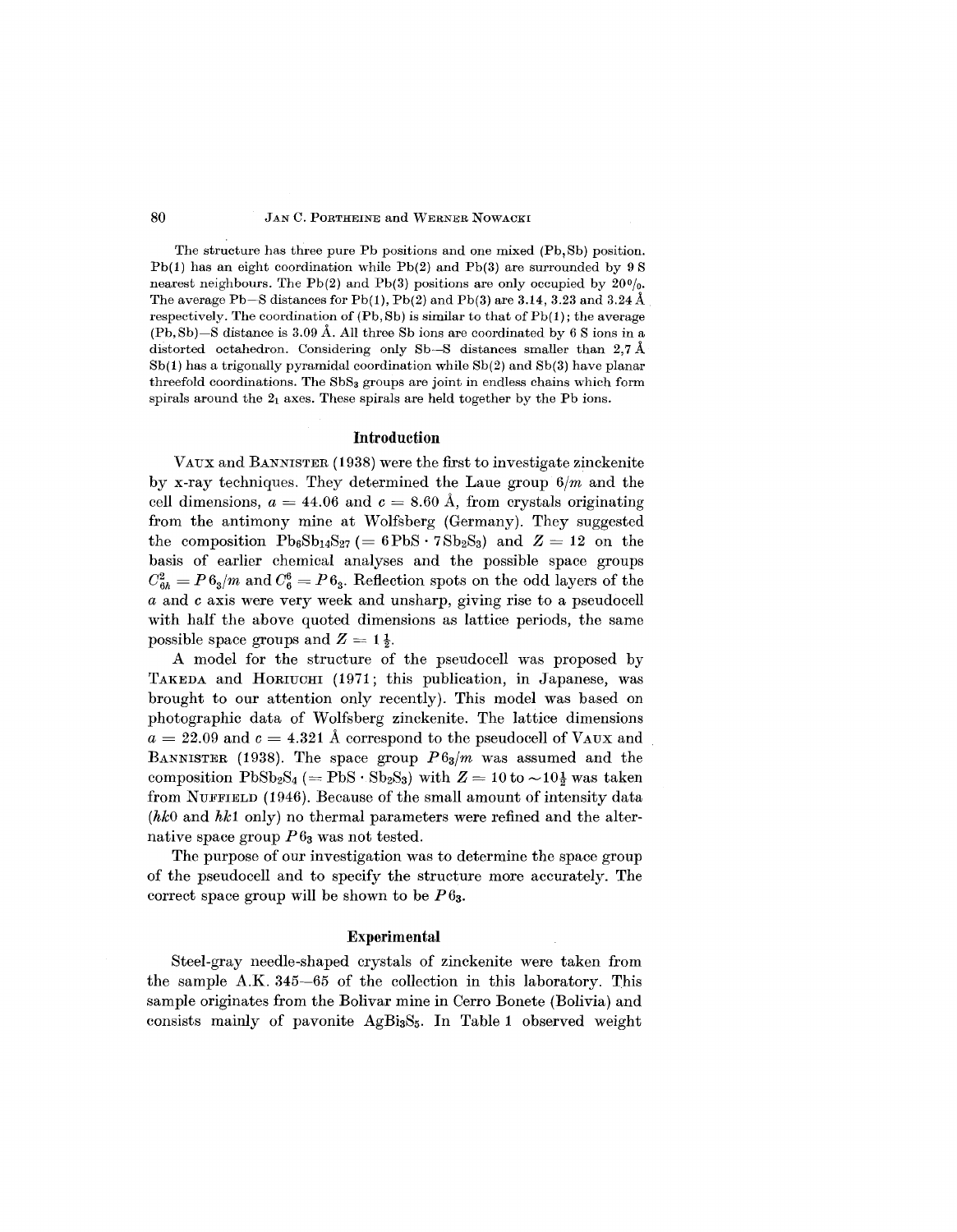The structure has three pure Pb positions and one mixed (Pb, Sb) position. Pb(1) has an eight coordination while Pb(2) and Pb(3) are surrounded by 9 S nearest neighbours. The Pb(2) and Pb(3) positions are only occupied by 20%. The average Pb—S distances for Pb(1), Pb(2) and Pb(3) are 3.14, 3.23 and 3.24 Å respectively. The coordination of (Pb, Sb) is similar to that of Pb(1); the average (Pb, Sb)—S distance is 3.09 Å. All three Sb ions are coordinated by 6 S ions in a distorted octahedron. Considering only Sb—S distances smaller than 2,7 Å Sb(1) has a trigonally pyramidal coordination while Sb(2) and Sb(3) have planar threefold coordinations. The $SbS_3$ groups are joint in endless chains which form spirals around the $2_1$ axes. These spirals are held together by the Pb ions.

## Introduction

VAUX and BANNISTER (1938) were the first to investigate zinckenite by x-ray techniques. They determined the Laue group $6/m$ and the cell dimensions, $a = 44.06$ and $c = 8.60$ Å, from crystals originating from the antimony mine at Wolfsberg (Germany). They suggested the composition $Pb_6Sb_{14}S_{27}$ ($= 6PbS \cdot 7Sb_2S_3$) and $Z = 12$ on the basis of earlier chemical analyses and the possible space groups $C_{6h}^2 = P6_3/m$ and $C_6^6 = P6_3$. Reflection spots on the odd layers of the $a$ and $c$ axis were very week and unsharp, giving rise to a pseudocell with half the above quoted dimensions as lattice periods, the same possible space groups and $Z = 1\frac{1}{2}$.

A model for the structure of the pseudocell was proposed by TAKEDA and HORIUCHI (1971; this publication, in Japanese, was brought to our attention only recently). This model was based on photographic data of Wolfsberg zinckenite. The lattice dimensions $a = 22.09$ and $c = 4.321$ Å correspond to the pseudocell of VAUX and BANNISTER (1938). The space group $P6_3/m$ was assumed and the composition $PbSb_2S_4$ ($= PbS \cdot Sb_2S_3$) with $Z = 10$ to $\sim 10\frac{1}{2}$ was taken from NUFFIELD (1946). Because of the small amount of intensity data ($hk0$ and $hk1$ only) no thermal parameters were refined and the alternative space group $P6_3$ was not tested.

The purpose of our investigation was to determine the space group of the pseudocell and to specify the structure more accurately. The correct space group will be shown to be $P6_3$.

## Experimental

Steel-gray needle-shaped crystals of zinckenite were taken from the sample A.K. 345—65 of the collection in this laboratory. This sample originates from the Bolivar mine in Cerro Bonete (Bolivia) and consists mainly of pavonite $AgBi_3S_5$. In Table 1 observed weight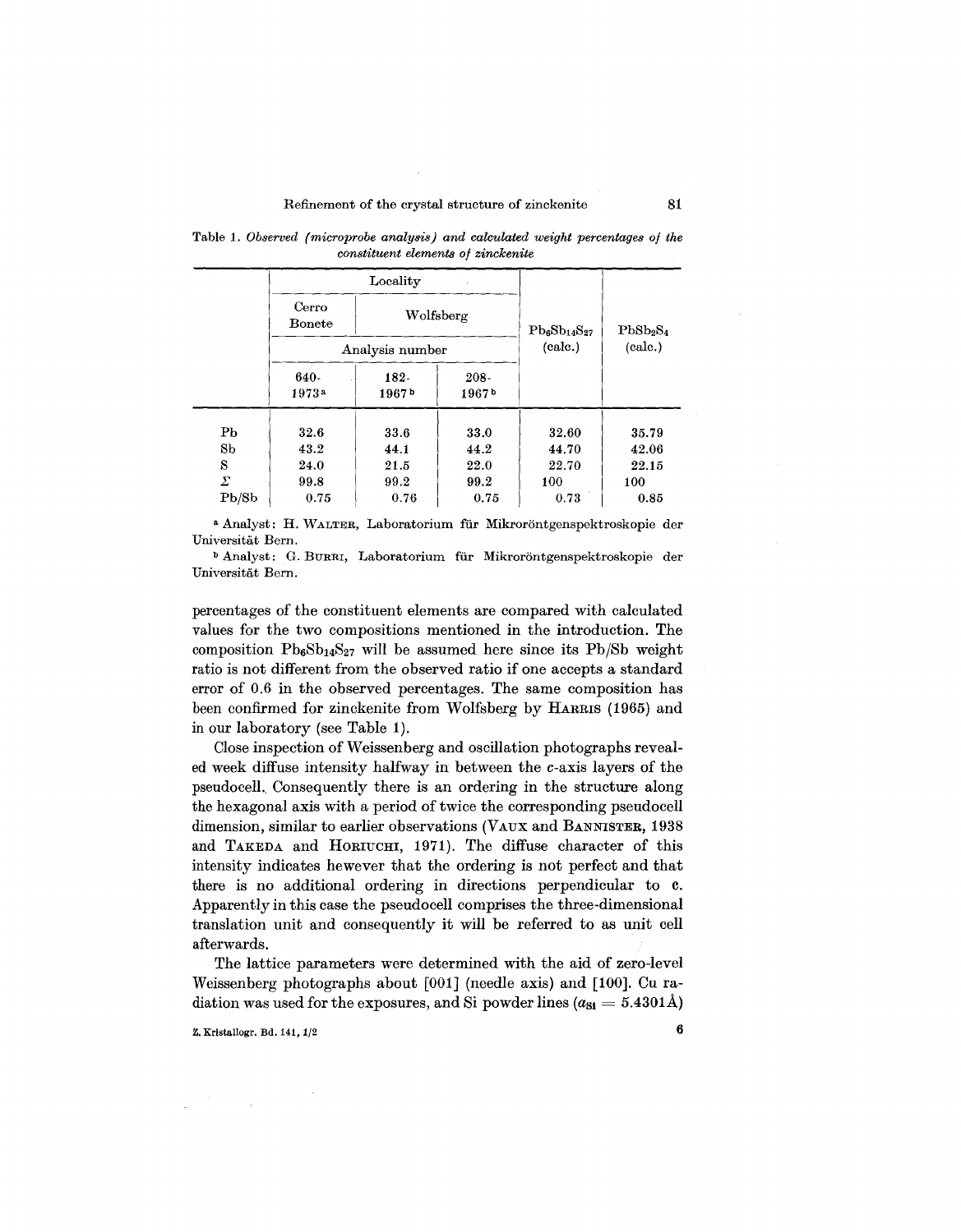Table 1. *Observed (microprobe analysis) and calculated weight percentages of the constituent elements of zinckenite*

| | Locality | | | $Pb_6Sb_{14}S_{27}$ (calc.) | $PbSb_2S_4$ (calc.) |
|---|---|---|---|---|---|
| | Cerro Bonete | Wolfsberg | | | |
| | Analysis number | | | | |
| | 640-1973[a] | 182-1967[b] | 208-1967[b] | | |
| Pb | 32.6 | 33.6 | 33.0 | 32.60 | 35.79 |
| Sb | 43.2 | 44.1 | 44.2 | 44.70 | 42.06 |
| S | 24.0 | 21.5 | 22.0 | 22.70 | 22.15 |
| $\Sigma$ | 99.8 | 99.2 | 99.2 | 100 | 100 |
| Pb/Sb | 0.75 | 0.76 | 0.75 | 0.73 | 0.85 |

[a] Analyst: H. WALTER, Laboratorium für Mikroröntgenspektroskopie der Universität Bern.

[b] Analyst: G. BURRI, Laboratorium für Mikroröntgenspektroskopie der Universität Bern.

percentages of the constituent elements are compared with calculated values for the two compositions mentioned in the introduction. The composition $Pb_6Sb_{14}S_{27}$ will be assumed here since its Pb/Sb weight ratio is not different from the observed ratio if one accepts a standard error of 0.6 in the observed percentages. The same composition has been confirmed for zinckenite from Wolfsberg by HARRIS (1965) and in our laboratory (see Table 1).

Close inspection of Weissenberg and oscillation photographs revealed week diffuse intensity halfway in between the $c$-axis layers of the pseudocell. Consequently there is an ordering in the structure along the hexagonal axis with a period of twice the corresponding pseudocell dimension, similar to earlier observations (VAUX and BANNISTER, 1938 and TAKEDA and HORIUCHI, 1971). The diffuse character of this intensity indicates hewever that the ordering is not perfect and that there is no additional ordering in directions perpendicular to **c**. Apparently in this case the pseudocell comprises the three-dimensional translation unit and consequently it will be referred to as unit cell afterwards.

The lattice parameters were determined with the aid of zero-level Weissenberg photographs about [001] (needle axis) and [100]. Cu radiation was used for the exposures, and Si powder lines ($a_{Si} = 5.4301$ Å)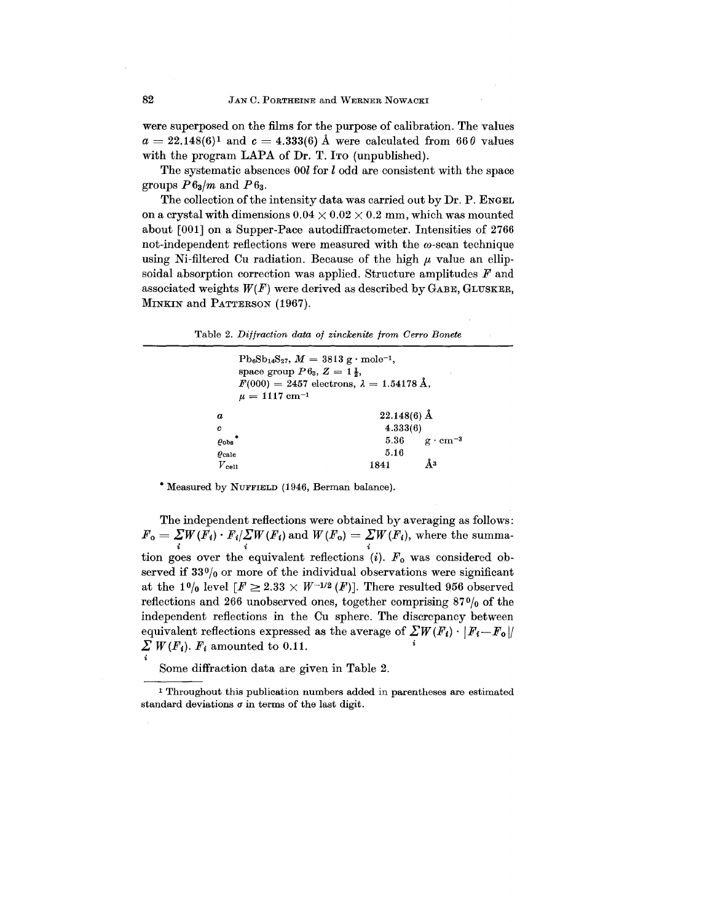were superposed on the films for the purpose of calibration. The values $a = 22.148(6)$[1] and $c = 4.333(6)$ Å were calculated from $66\,0$ values with the program LAPA of Dr. T. ITO (unpublished).

The systematic absences $00l$ for $l$ odd are consistent with the space groups $P6_3/m$ and $P6_3$.

The collection of the intensity data was carried out by Dr. P. ENGEL on a crystal with dimensions $0.04 \times 0.02 \times 0.2$ mm, which was mounted about [001] on a Supper-Pace autodiffractometer. Intensities of 2766 not-independent reflections were measured with the $\omega$-scan technique using Ni-filtered Cu radiation. Because of the high $\mu$ value an ellipsoidal absorption correction was applied. Structure amplitudes $F$ and associated weights $W(F)$ were derived as described by GABE, GLUSKER, MINKIN and PATTERSON (1967).

Table 2. *Diffraction data of zinckenite from Cerro Bonete*

$Pb_6Sb_{14}S_{27}$, $M = 3813$ g · mole$^{-1}$,
space group $P6_3$, $Z = 1\frac{1}{2}$,
$F(000) = 2457$ electrons, $\lambda = 1.54178$ Å,
$\mu = 1117$ cm$^{-1}$

| | | |
|---|---|---|
| $a$ | 22.148(6) | Å |
| $c$ | 4.333(6) | |
| $\varrho_{\text{obs}}$* | 5.36 | g · cm$^{-3}$ |
| $\varrho_{\text{calc}}$ | 5.16 | |
| $V_{\text{cell}}$ | 1841 | Å$^3$ |

* Measured by NUFFIELD (1946, Berman balance).

The independent reflections were obtained by averaging as follows: $F_o = \sum_i W(F_i) \cdot F_i / \sum_i W(F_i)$ and $W(F_o) = \sum_i W(F_i)$, where the summation goes over the equivalent reflections $(i)$. $F_o$ was considered observed if $33\,\%$ or more of the individual observations were significant at the $1\,\%$ level $[F \geq 2.33 \times W^{-1/2}(F)]$. There resulted 956 observed reflections and 266 unobserved ones, together comprising $87\,\%$ of the independent reflections in the Cu sphere. The discrepancy between equivalent reflections expressed as the average of $\sum_i W(F_i) \cdot |F_i - F_o| / \sum_i W(F_i) \cdot F_i$ amounted to 0.11.

Some diffraction data are given in Table 2.

[1] Throughout this publication numbers added in parentheses are estimated standard deviations $\sigma$ in terms of the last digit.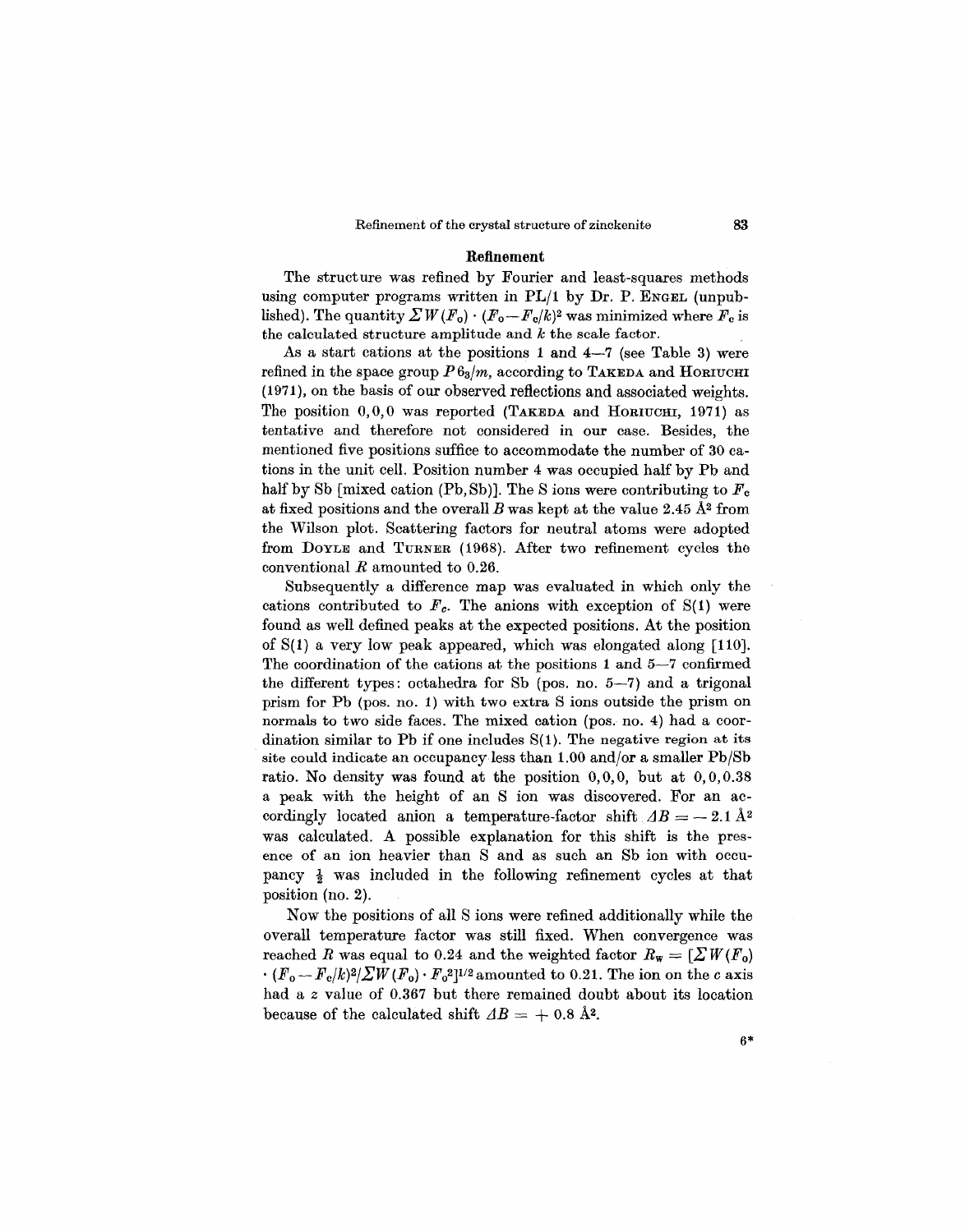## Refinement

The structure was refined by Fourier and least-squares methods using computer programs written in PL/1 by Dr. P. ENGEL (unpublished). The quantity $\Sigma W(F_o) \cdot (F_o - F_c/k)^2$ was minimized where $F_c$ is the calculated structure amplitude and $k$ the scale factor.

As a start cations at the positions 1 and 4—7 (see Table 3) were refined in the space group $P6_3/m$, according to TAKEDA and HORIUCHI (1971), on the basis of our observed reflections and associated weights. The position 0,0,0 was reported (TAKEDA and HORIUCHI, 1971) as tentative and therefore not considered in our case. Besides, the mentioned five positions suffice to accommodate the number of 30 cations in the unit cell. Position number 4 was occupied half by Pb and half by Sb [mixed cation (Pb, Sb)]. The S ions were contributing to $F_c$ at fixed positions and the overall $B$ was kept at the value 2.45 Å$^2$ from the Wilson plot. Scattering factors for neutral atoms were adopted from DOYLE and TURNER (1968). After two refinement cycles the conventional $R$ amounted to 0.26.

Subsequently a difference map was evaluated in which only the cations contributed to $F_c$. The anions with exception of S(1) were found as well defined peaks at the expected positions. At the position of S(1) a very low peak appeared, which was elongated along [110]. The coordination of the cations at the positions 1 and 5—7 confirmed the different types: octahedra for Sb (pos. no. 5—7) and a trigonal prism for Pb (pos. no. 1) with two extra S ions outside the prism on normals to two side faces. The mixed cation (pos. no. 4) had a coordination similar to Pb if one includes S(1). The negative region at its site could indicate an occupancy less than 1.00 and/or a smaller Pb/Sb ratio. No density was found at the position 0,0,0, but at 0,0,0.38 a peak with the height of an S ion was discovered. For an accordingly located anion a temperature-factor shift $\Delta B = -2.1$ Å$^2$ was calculated. A possible explanation for this shift is the presence of an ion heavier than S and as such an Sb ion with occupancy $\frac{1}{2}$ was included in the following refinement cycles at that position (no. 2).

Now the positions of all S ions were refined additionally while the overall temperature factor was still fixed. When convergence was reached $R$ was equal to 0.24 and the weighted factor $R_w = [\Sigma W(F_o) \cdot (F_o - F_c/k)^2/\Sigma W(F_o) \cdot F_o^2]^{1/2}$ amounted to 0.21. The ion on the $c$ axis had a $z$ value of 0.367 but there remained doubt about its location because of the calculated shift $\Delta B = +0.8$ Å$^2$.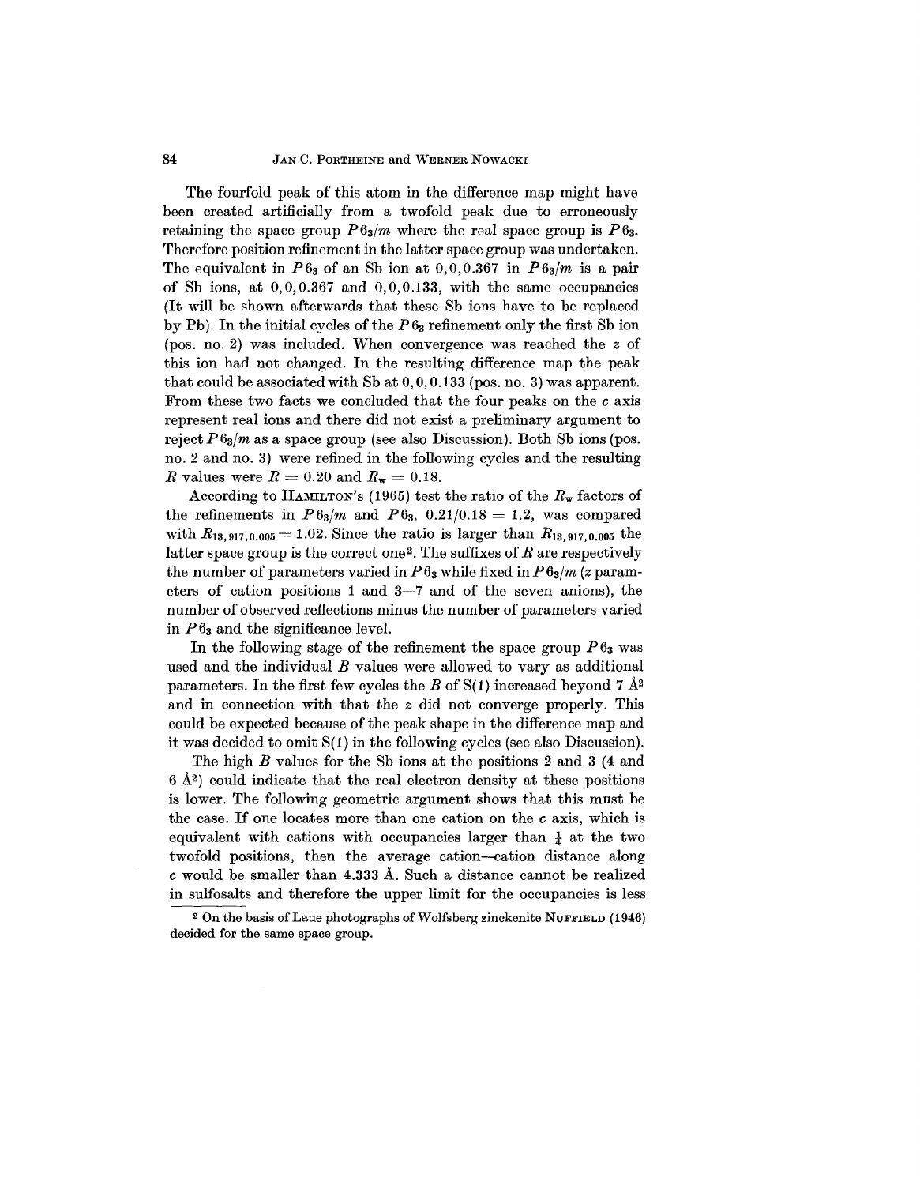The fourfold peak of this atom in the difference map might have been created artificially from a twofold peak due to erroneously retaining the space group $P6_3/m$ where the real space group is $P6_3$. Therefore position refinement in the latter space group was undertaken. The equivalent in $P6_3$ of an Sb ion at 0,0,0.367 in $P6_3/m$ is a pair of Sb ions, at 0,0,0.367 and 0,0,0.133, with the same occupancies (It will be shown afterwards that these Sb ions have to be replaced by Pb). In the initial cycles of the $P6_3$ refinement only the first Sb ion (pos. no. 2) was included. When convergence was reached the $z$ of this ion had not changed. In the resulting difference map the peak that could be associated with Sb at 0,0,0.133 (pos. no. 3) was apparent. From these two facts we concluded that the four peaks on the $c$ axis represent real ions and there did not exist a preliminary argument to reject $P6_3/m$ as a space group (see also Discussion). Both Sb ions (pos. no. 2 and no. 3) were refined in the following cycles and the resulting $R$ values were $R = 0.20$ and $R_w = 0.18$.

According to HAMILTON's (1965) test the ratio of the $R_w$ factors of the refinements in $P6_3/m$ and $P6_3$, $0.21/0.18 = 1.2$, was compared with $R_{13,917,0.005} = 1.02$. Since the ratio is larger than $R_{13,917,0.005}$ the latter space group is the correct one[2]. The suffixes of $R$ are respectively the number of parameters varied in $P6_3$ while fixed in $P6_3/m$ ($z$ parameters of cation positions 1 and 3—7 and of the seven anions), the number of observed reflections minus the number of parameters varied in $P6_3$ and the significance level.

In the following stage of the refinement the space group $P6_3$ was used and the individual $B$ values were allowed to vary as additional parameters. In the first few cycles the $B$ of S(1) increased beyond 7 Å$^2$ and in connection with that the $z$ did not converge properly. This could be expected because of the peak shape in the difference map and it was decided to omit S(1) in the following cycles (see also Discussion).

The high $B$ values for the Sb ions at the positions 2 and 3 (4 and 6 Å$^2$) could indicate that the real electron density at these positions is lower. The following geometric argument shows that this must be the case. If one locates more than one cation on the $c$ axis, which is equivalent with cations with occupancies larger than $\frac{1}{4}$ at the two twofold positions, then the average cation—cation distance along $c$ would be smaller than 4.333 Å. Such a distance cannot be realized in sulfosalts and therefore the upper limit for the occupancies is less

[2] On the basis of Laue photographs of Wolfsberg zinckenite NUFFIELD (1946) decided for the same space group.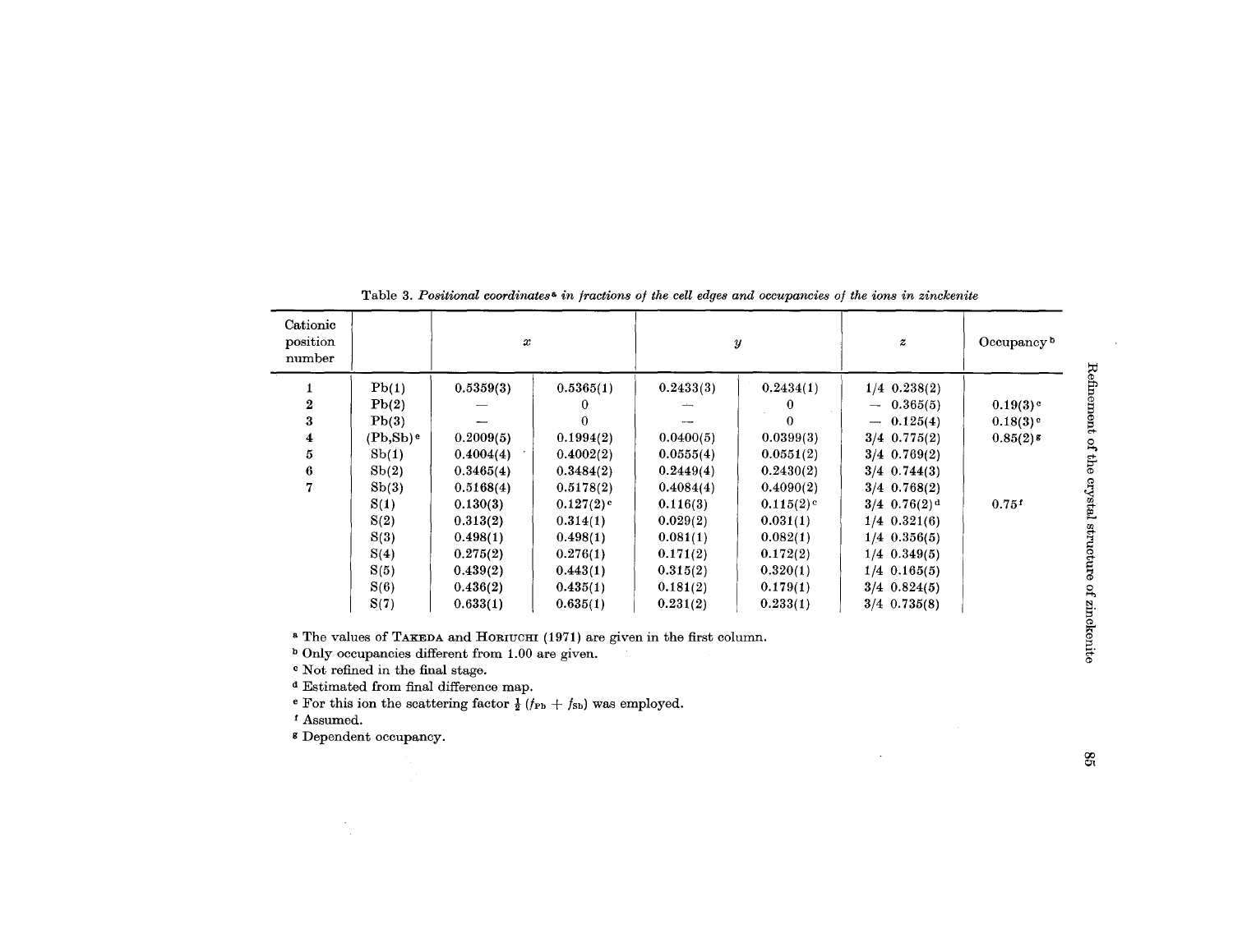Table 3. *Positional coordinates*[a] *in fractions of the cell edges and occupancies of the ions in zinckenite*

| Cationic position number | | *x* | | *y* | | *z* | | Occupancy[b] |
|---|---|---|---|---|---|---|---|---|
| 1 | Pb(1) | 0.5359(3) | 0.5365(1) | 0.2433(3) | 0.2434(1) | 1/4 | 0.238(2) | |
| 2 | Pb(2) | — | 0 | — | 0 | — | 0.365(5) | 0.19(3)[c] |
| 3 | Pb(3) | — | 0 | — | 0 | — | 0.125(4) | 0.18(3)[c] |
| 4 | (Pb,Sb)[e] | 0.2009(5) | 0.1994(2) | 0.0400(5) | 0.0399(3) | 3/4 | 0.775(2) | 0.85(2)[g] |
| 5 | Sb(1) | 0.4004(4) | 0.4002(2) | 0.0555(4) | 0.0551(2) | 3/4 | 0.769(2) | |
| 6 | Sb(2) | 0.3465(4) | 0.3484(2) | 0.2449(4) | 0.2430(2) | 3/4 | 0.744(3) | |
| 7 | Sb(3) | 0.5168(4) | 0.5178(2) | 0.4084(4) | 0.4090(2) | 3/4 | 0.768(2) | |
| | S(1) | 0.130(3) | 0.127(2)[c] | 0.116(3) | 0.115(2)[c] | 3/4 | 0.76(2)[d] | 0.75[f] |
| | S(2) | 0.313(2) | 0.314(1) | 0.029(2) | 0.031(1) | 1/4 | 0.321(6) | |
| | S(3) | 0.498(1) | 0.498(1) | 0.081(1) | 0.082(1) | 1/4 | 0.356(5) | |
| | S(4) | 0.275(2) | 0.276(1) | 0.171(2) | 0.172(2) | 1/4 | 0.349(5) | |
| | S(5) | 0.439(2) | 0.443(1) | 0.315(2) | 0.320(1) | 1/4 | 0.165(5) | |
| | S(6) | 0.436(2) | 0.435(1) | 0.181(2) | 0.179(1) | 3/4 | 0.824(5) | |
| | S(7) | 0.633(1) | 0.635(1) | 0.231(2) | 0.233(1) | 3/4 | 0.735(8) | |

[a] The values of Takeda and Horiuchi (1971) are given in the first column.
[b] Only occupancies different from 1.00 are given.
[c] Not refined in the final stage.
[d] Estimated from final difference map.
[e] For this ion the scattering factor $\frac{1}{2}(f_{Pb} + f_{Sb})$ was employed.
[f] Assumed.
[g] Dependent occupancy.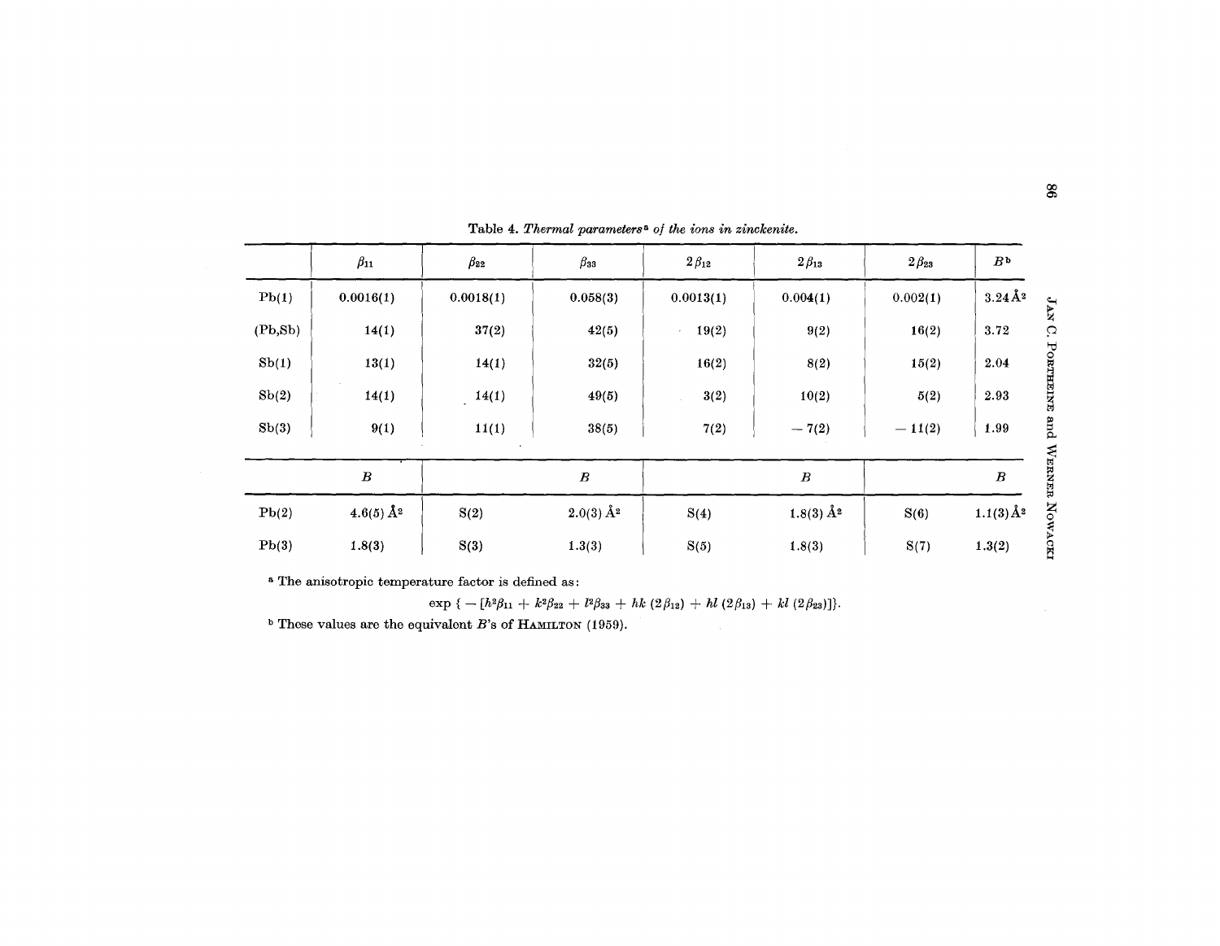Table 4. *Thermal parameters*[a] *of the ions in zinckenite.*

| | $\beta_{11}$ | $\beta_{22}$ | $\beta_{33}$ | $2\beta_{12}$ | $2\beta_{13}$ | $2\beta_{23}$ | $B$[b] |
|---|---|---|---|---|---|---|---|
| Pb(1) | 0.0016(1) | 0.0018(1) | 0.058(3) | 0.0013(1) | 0.004(1) | 0.002(1) | 3.24 Å$^2$ |
| (Pb,Sb) | 14(1) | 37(2) | 42(5) | 19(2) | 9(2) | 16(2) | 3.72 |
| Sb(1) | 13(1) | 14(1) | 32(5) | 16(2) | 8(2) | 15(2) | 2.04 |
| Sb(2) | 14(1) | 14(1) | 49(5) | 3(2) | 10(2) | 5(2) | 2.93 |
| Sb(3) | 9(1) | 11(1) | 38(5) | 7(2) | − 7(2) | − 11(2) | 1.99 |

| | $B$ | | $B$ | | $B$ | | $B$ |
|---|---|---|---|---|---|---|---|
| Pb(2) | 4.6(5) Å$^2$ | S(2) | 2.0(3) Å$^2$ | S(4) | 1.8(3) Å$^2$ | S(6) | 1.1(3) Å$^2$ |
| Pb(3) | 1.8(3) | S(3) | 1.3(3) | S(5) | 1.8(3) | S(7) | 1.3(2) |

[a] The anisotropic temperature factor is defined as:

$$\exp\{-[h^2\beta_{11} + k^2\beta_{22} + l^2\beta_{33} + hk\,(2\beta_{12}) + hl\,(2\beta_{13}) + kl\,(2\beta_{23})]\}.$$

[b] These values are the equivalent $B$'s of HAMILTON (1959).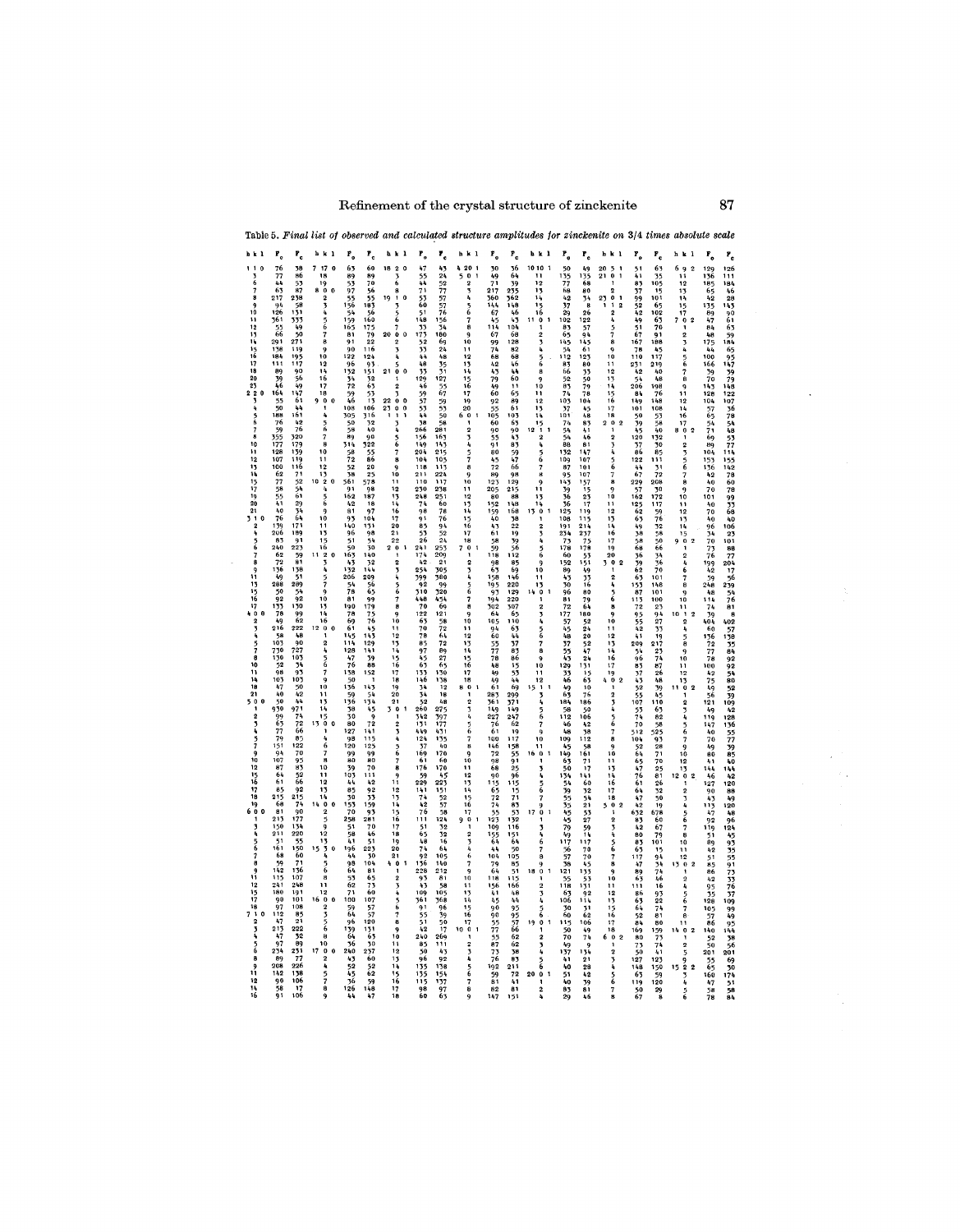Table 5. *Final list of observed and calculated structure amplitudes for zinckenite on 3/4 times absolute scale*

| h k l | $F_o$ | $F_c$ | h k l | $F_o$ | $F_c$ | h k l | $F_o$ | $F_c$ | h k l | $F_o$ | $F_c$ | h k l | $F_o$ | $F_c$ | h k l | $F_o$ | $F_c$ | h k l | $F_o$ | $F_c$ |
|---|---|---|---|---|---|---|---|---|---|---|---|---|---|---|---|---|---|---|---|---|
| 1 1 0 | 76 | 38 | 7 17 0 | 63 | 60 | 18 2 0 | 47 | 43 | 4 20 1 | 30 | 36 | 10 10 1 | 50 | 49 | 20 5 1 | 51 | 63 | 6 9 2 | 129 | 126 |
| 3 | 77 | 86 | 18 | 89 | 89 | 3 | 55 | 24 | 5 0 1 | 49 | 64 | 11 | 135 | 135 | 21 0 1 | 41 | 35 | 11 | 136 | 111 |
| 5 | 44 | 53 | 19 | 53 | 70 | 4 | 44 | 52 | 2 | 71 | 39 | 12 | 77 | 68 | 1 | 83 | 105 | 12 | 185 | 184 |
| 6 | 63 | 87 | 8 0 0 | 97 | 56 | 6 | 71 | 77 | 3 | 217 | 235 | 13 | 68 | 80 | 23 0 1 | 37 | 15 | 13 | 65 | 46 |
| 7 | 217 | 238 | 2 | 55 | 55 | 8 | 53 | 57 | 4 | 360 | 362 | 14 | 42 | 34 | 1 1 2 | 99 | 101 | 14 | 42 | 28 |
| 8 | 94 | 58 | 3 | 156 | 183 | 19 1 0 | 60 | 57 | 5 | 144 | 148 | 15 | 37 | 8 | 2 | 52 | 65 | 15 | 135 | 143 |
| 9 | 126 | 131 | 4 | 54 | 56 | 3 | 51 | 76 | 6 | 114 | 148 | 16 | 29 | 26 | 4 | 42 | 102 | 16 | 89 | 90 |
| 10 | 361 | 333 | 5 | 159 | 160 | 5 | 148 | 156 | 8 | 67 | 46 | 11 0 1 | 102 | 122 | 5 | 49 | 63 | 17 | 47 | 61 |
| 11 | 55 | 49 | 6 | 165 | 175 | 7 | 33 | 34 | 9 | 45 | 43 | 2 | 83 | 57 | 7 | 51 | 70 | 7 0 2 | 84 | 63 |
| 12 | 66 | 50 | 7 | 81 | 79 | 20 0 0 | 173 | 180 | 10 | 114 | 104 | 3 | 65 | 94 | 8 | 67 | 91 | 1 | 48 | 59 |
| 13 | 291 | 271 | 8 | 91 | 22 | 2 | 52 | 69 | 11 | 67 | 68 | 4 | 145 | 145 | 9 | 167 | 188 | 2 | 175 | 184 |
| 14 | 138 | 119 | 9 | 90 | 116 | 3 | 33 | 24 | 12 | 99 | 128 | 5 | 34 | 61 | 10 | 78 | 45 | 3 | 44 | 65 |
| 15 | 184 | 195 | 10 | 122 | 124 | 4 | 44 | 48 | 13 | 74 | 82 | 6 | 112 | 123 | 11 | 110 | 117 | 4 | 100 | 95 |
| 16 | 111 | 117 | 12 | 96 | 93 | 5 | 48 | 35 | 14 | 68 | 68 | 7 | 83 | 80 | 12 | 231 | 219 | 5 | 166 | 147 |
| 17 | 89 | 90 | 14 | 132 | 151 | 21 0 0 | 33 | 31 | 15 | 42 | 46 | 8 | 66 | 33 | 13 | 42 | 40 | 6 | 39 | 39 |
| 18 | 39 | 56 | 15 | 34 | 32 | 1 | 129 | 127 | 16 | 43 | 44 | 9 | 52 | 50 | 14 | 54 | 48 | 7 | 70 | 79 |
| 20 | 46 | 49 | 16 | 72 | 63 | 2 | 46 | 55 | 17 | 79 | 60 | 10 | 83 | 79 | 15 | 206 | 198 | 8 | 143 | 148 |
| 23 | | | 17 | 59 | 53 | 22 0 0 | 59 | 67 | 19 | 49 | 11 | 11 | 74 | 78 | 16 | 84 | 76 | 9 | 128 | 122 |
| 2 2 0 | 164 | 147 | 18 | 46 | 13 | 23 0 0 | 57 | 59 | 20 | 60 | 65 | 12 | 103 | 104 | 17 | 149 | 148 | 10 | 104 | 107 |
| 3 | 55 | 61 | 9 0 0 | 108 | 106 | 1 1 1 | 53 | 53 | 6 0 1 | 92 | 89 | 13 | 37 | 45 | 18 | 101 | 108 | 11 | 57 | 36 |
| 4 | 50 | 44 | 1 | 305 | 316 | 3 | 44 | 50 | 1 | 55 | 61 | 14 | 101 | 48 | 2 0 2 | 50 | 53 | 12 | 65 | 78 |
| 5 | 188 | 161 | 4 | 50 | 32 | 4 | 38 | 58 | 2 | 105 | 103 | 15 | 74 | 83 | 1 | 59 | 58 | 13 | 54 | 54 |
| 6 | 76 | 42 | 6 | 58 | 40 | 5 | 266 | 281 | 3 | 60 | 65 | 16 | 54 | 41 | 3 | 45 | 40 | 14 | 71 | 48 |
| 7 | 59 | 76 | 7 | 89 | 90 | 6 | 156 | 163 | 4 | 90 | 90 | 12 1 1 | 54 | 46 | 4 | 120 | 132 | 15 | 69 | 53 |
| 8 | 355 | 320 | 8 | 314 | 322 | 7 | 149 | 143 | 5 | 55 | 43 | 2 | 88 | 81 | 5 | 37 | 30 | 16 | 89 | 77 |
| 10 | 177 | 179 | 10 | 58 | 55 | 8 | 204 | 215 | 6 | 91 | 83 | 3 | 132 | 147 | 6 | 86 | 85 | 17 | 104 | 114 |
| 11 | 128 | 139 | 11 | 72 | 86 | 9 | 104 | 105 | 7 | 80 | 59 | 4 | 109 | 107 | 7 | 122 | 111 | 8 0 2 | 153 | 155 |
| 12 | 107 | 119 | 12 | 52 | 20 | 10 | 118 | 113 | 8 | 45 | 47 | 5 | 87 | 101 | 8 | 44 | 47 | 1 | 136 | 142 |
| 13 | 100 | 116 | 13 | 38 | 25 | 11 | 211 | 224 | 9 | 72 | 66 | 6 | 95 | 107 | 9 | 67 | 72 | 2 | 42 | 78 |
| 14 | 62 | 71 | 10 2 0 | 561 | 578 | 12 | 110 | 117 | 10 | 89 | 98 | 7 | 143 | 157 | 10 | 229 | 208 | 3 | 40 | 60 |
| 15 | 77 | 52 | 3 | 91 | 98 | 13 | 230 | 238 | 11 | 123 | 139 | 8 | 39 | 15 | 11 | 57 | 30 | 5 | 70 | 78 |
| 16 | 58 | 54 | 5 | 162 | 187 | 14 | 248 | 251 | 12 | 205 | 215 | 9 | 36 | 23 | 12 | 162 | 172 | 6 | 101 | 99 |
| 17 | 55 | 61 | 9 | 42 | 18 | 15 | 74 | 60 | 13 | 80 | 88 | 10 | 36 | 17 | 13 | 125 | 117 | 7 | 40 | 33 |
| 19 | 41 | 29 | 10 | 81 | 97 | 16 | 98 | 78 | 14 | 152 | 148 | 11 | 125 | 119 | 14 | 62 | 59 | 8 | 70 | 68 |
| 20 | 40 | 34 | 13 | 93 | 104 | 17 | 91 | 76 | 15 | 159 | 168 | 12 | 108 | 115 | 15 | 63 | 76 | 9 | 40 | 40 |
| 21 | | | 15 | 140 | 131 | 18 | 85 | 94 | 16 | 40 | 38 | 13 | 191 | 214 | 16 | 49 | 32 | 10 | 96 | 106 |
| 3 1 0 | 76 | 64 | 16 | 96 | 98 | 19 | 53 | 52 | 17 | 61 | 19 | 14 | 234 | 237 | 17 | 38 | 58 | 11 | 34 | 23 |
| 2 | 139 | 171 | 11 2 0 | 51 | 54 | 20 | 26 | 24 | 18 | 58 | 39 | 15 | 73 | 75 | 18 | 58 | 50 | 12 | 70 | 101 |
| 3 | 206 | 189 | 3 | 50 | 30 | 21 | 241 | 253 | 7 0 1 | 59 | 56 | 13 0 1 | 178 | 178 | 19 | 68 | 66 | 13 | 73 | 88 |
| 4 | 83 | 91 | 4 | 163 | 140 | 2 0 1 | 174 | 209 | 1 | 118 | 112 | 1 | 60 | 53 | 20 | 36 | 34 | 14 | 76 | 77 |
| 5 | 240 | 223 | 5 | 43 | 32 | 1 | 42 | 21 | 2 | 98 | 85 | 2 | 152 | 151 | 3 0 2 | 39 | 36 | 15 | 199 | 204 |
| 6 | 62 | 59 | 6 | 132 | 144 | 2 | 254 | 305 | 3 | 63 | 69 | 3 | 89 | 49 | 1 | 62 | 70 | 9 0 2 | 42 | 17 |
| 7 | 72 | 81 | 7 | 206 | 209 | 3 | 399 | 380 | 4 | 158 | 146 | 4 | 43 | 33 | 2 | 63 | 101 | 1 | 39 | 56 |
| 8 | 136 | 138 | 8 | 54 | 56 | 4 | 92 | 99 | 5 | 195 | 220 | 5 | 30 | 16 | 4 | 153 | 148 | 2 | 248 | 239 |
| 9 | 288 | 289 | 9 | 78 | 65 | 5 | 310 | 320 | 6 | 93 | 129 | 6 | 96 | 80 | 5 | 87 | 101 | 4 | 48 | 54 |
| 11 | 50 | 54 | 10 | 81 | 99 | 6 | 448 | 454 | 7 | 194 | 220 | 7 | 81 | 79 | 6 | 113 | 100 | 6 | 114 | 76 |
| 13 | 92 | 92 | 13 | 190 | 179 | 7 | 70 | 69 | 8 | 302 | 307 | 8 | 72 | 64 | 8 | 72 | 23 | 7 | 74 | 81 |
| 15 | 133 | 130 | 14 | 78 | 75 | 8 | 122 | 121 | 9 | 64 | 65 | 9 | 177 | 180 | 9 | 95 | 94 | 8 | 39 | 8 |
| 16 | 78 | 99 | 16 | 69 | 76 | 9 | 63 | 58 | 10 | 105 | 110 | 10 | 57 | 52 | 10 | 42 | 33 | 9 | 404 | 402 |
| 17 | 49 | 62 | 12 0 0 | 61 | 45 | 10 | 70 | 72 | 11 | 94 | 65 | 11 | 45 | 24 | 11 | 41 | 19 | 10 | 60 | 57 |
| 4 0 0 | 216 | 222 | 1 | 145 | 143 | 11 | 78 | 64 | 12 | 60 | 44 | 12 | 48 | 20 | 12 | 209 | 217 | 11 | 136 | 138 |
| 2 | 58 | 48 | 2 | 114 | 129 | 12 | 85 | 72 | 13 | 55 | 37 | 14 0 1 | 37 | 52 | 13 | 54 | 31 | 12 | 72 | 35 |
| 3 | 103 | 90 | 4 | 128 | 141 | 13 | 97 | 89 | 14 | 77 | 83 | 1 | 55 | 47 | 14 | 96 | 74 | 13 | 77 | 84 |
| 4 | 730 | 727 | 5 | 47 | 39 | 14 | 43 | 27 | 15 | 78 | 86 | 2 | 43 | 24 | 15 | 83 | 87 | 10 1 2 | 78 | 92 |
| 5 | 139 | 103 | 6 | 76 | 88 | 15 | 65 | 35 | 16 | 48 | 15 | 3 | 129 | 131 | 16 | 35 | 26 | 2 | 100 | 92 |
| 6 | 52 | 34 | 7 | 138 | 152 | 16 | 133 | 130 | 17 | 61 | 44 | 4 | 33 | 15 | 17 | 43 | 48 | 4 | 42 | 54 |
| 7 | 98 | 93 | 9 | 50 | 1 | 17 | 146 | 138 | 18 | 49 | 44 | 5 | 46 | 63 | 18 | 52 | 39 | 5 | 75 | 80 |
| 8 | 103 | 103 | 10 | 136 | 145 | 18 | 34 | 12 | 8 0 1 | 61 | 69 | 6 | 49 | 10 | 19 | 55 | 45 | 8 | 69 | 52 |
| 10 | 47 | 50 | 11 | 34 | 20 | 19 | 34 | 18 | 1 | 283 | 299 | 7 | 63 | 76 | 4 0 2 | 107 | 110 | 9 | 56 | 39 |
| 11 | 40 | 42 | 13 | 136 | 134 | 20 | 52 | 48 | 2 | 361 | 371 | 8 | 184 | 186 | 1 | 53 | 63 | 10 | 121 | 109 |
| 14 | 50 | 44 | 14 | 38 | 45 | 21 | 260 | 275 | 3 | 149 | 149 | 9 | 58 | 50 | 2 | 74 | 82 | 11 | 49 | 42 |
| 21 | | | 15 | 30 | 9 | 3 0 1 | 342 | 397 | 4 | 227 | 247 | 10 | 112 | 106 | 3 | 70 | 58 | 12 | 119 | 128 |
| 5 0 0 | 930 | 971 | 13 0 0 | 80 | 72 | 1 | 131 | 177 | 5 | 76 | 62 | 11 | 46 | 42 | 4 | 512 | 525 | 13 | 147 | 136 |
| 1 | 99 | 74 | 1 | 127 | 141 | 2 | 449 | 451 | 6 | 61 | 19 | 12 | 48 | 38 | 5 | 104 | 93 | 11 0 2 | 40 | 55 |
| 2 | 63 | 72 | 4 | 98 | 115 | 3 | 124 | 135 | 7 | 100 | 117 | 15 1 1 | 109 | 112 | 6 | 52 | 28 | 1 | 70 | 77 |
| 3 | 77 | 66 | 6 | 120 | 125 | 4 | 37 | 40 | 8 | 146 | 158 | 3 | 45 | 58 | 7 | 64 | 71 | 2 | 49 | 39 |
| 4 | 79 | 85 | 7 | 99 | 99 | 5 | 169 | 170 | 9 | 72 | 55 | 4 | 149 | 161 | 8 | 65 | 70 | 3 | 80 | 85 |
| 5 | 151 | 122 | 8 | 80 | 80 | 6 | 61 | 60 | 10 | 98 | 91 | 5 | 63 | 71 | 9 | 47 | 25 | 4 | 41 | 40 |
| 7 | 94 | 70 | 10 | 39 | 70 | 7 | 176 | 170 | 11 | 68 | 25 | 6 | 50 | 17 | 10 | 76 | 81 | 5 | 144 | 144 |
| 9 | 107 | 95 | 11 | 103 | 111 | 8 | 59 | 45 | 12 | 90 | 96 | 7 | 134 | 141 | 11 | 61 | 26 | 6 | 46 | 42 |
| 10 | 87 | 83 | 12 | 44 | 42 | 9 | 229 | 223 | 13 | 115 | 115 | 8 | 54 | 60 | 12 | 64 | 52 | 7 | 127 | 120 |
| 12 | 64 | 52 | 13 | 85 | 92 | 10 | 141 | 151 | 14 | 65 | 15 | 9 | 39 | 32 | 13 | 47 | 50 | 8 | 90 | 88 |
| 15 | 61 | 66 | 14 | 30 | 33 | 11 | 74 | 52 | 15 | 72 | 71 | 10 | 55 | 34 | 14 | 42 | 19 | 9 | 43 | 49 |
| 16 | 85 | 92 | 14 0 0 | 153 | 159 | 12 | 42 | 57 | 16 | 74 | 83 | 11 | 35 | 21 | 15 | 632 | 678 | 10 | 113 | 120 |
| 17 | 215 | 215 | 2 | 70 | 93 | 13 | 76 | 58 | 17 | 55 | 53 | 12 | 41 | 53 | 16 | 83 | 60 | 11 | 47 | 48 |
| 18 | 68 | 74 | 5 | 258 | 281 | 14 | 111 | 124 | 9 0 1 | 123 | 132 | 16 0 1 | 45 | 27 | 17 | 42 | 67 | 12 | 92 | 96 |
| 19 | | | 9 | 51 | 70 | 15 | 51 | 32 | 1 | 109 | 116 | 1 | 79 | 59 | 18 | 80 | 79 | 13 | 119 | 124 |
| 6 0 0 | 81 | 90 | 12 | 58 | 46 | 16 | 65 | 32 | 2 | 155 | 151 | 2 | 49 | 14 | 5 0 2 | 83 | 101 | 12 0 2 | 51 | 45 |
| 1 | 213 | 177 | 13 | 41 | 51 | 17 | 48 | 16 | 3 | 64 | 64 | 3 | 117 | 117 | 1 | 63 | 15 | 1 | 89 | 93 |
| 3 | 150 | 134 | 15 3 0 | 196 | 223 | 18 | 74 | 64 | 4 | 44 | 50 | 4 | 36 | 78 | 2 | 117 | 94 | 2 | 42 | 35 |
| 4 | 211 | 220 | 2 | 44 | 30 | 19 | 92 | 105 | 5 | 104 | 105 | 5 | 57 | 70 | 3 | 47 | 34 | 4 | 51 | 55 |
| 5 | 51 | 55 | 4 | 98 | 104 | 20 | 136 | 140 | 6 | 79 | 85 | 6 | 38 | 45 | 4 | 89 | 74 | 5 | 85 | 91 |
| 6 | 161 | 150 | 5 | 64 | 81 | 21 | 228 | 212 | 7 | 64 | 51 | 7 | 121 | 133 | 5 | 63 | 66 | 6 | 86 | 73 |
| 7 | 68 | 60 | 6 | 53 | 65 | 4 0 1 | 93 | 81 | 8 | 118 | 115 | 8 | 55 | 53 | 6 | 111 | 16 | 7 | 42 | 33 |
| 8 | 59 | 71 | 8 | 62 | 73 | 1 | 43 | 58 | 9 | 156 | 166 | 9 | 118 | 131 | 7 | 86 | 93 | 13 0 2 | 95 | 76 |
| 9 | 142 | 136 | 16 0 0 | 71 | 60 | 2 | 109 | 105 | 10 | 41 | 48 | 10 | 63 | 92 | 8 | 63 | 22 | 1 | 35 | 37 |
| 11 | 115 | 107 | 2 | 100 | 107 | 3 | 361 | 368 | 11 | 45 | 44 | 17 0 1 | 106 | 114 | 9 | 64 | 74 | 2 | 128 | 109 |
| 12 | 241 | 248 | 4 | 59 | 57 | 4 | 91 | 96 | 12 | 90 | 95 | 1 | 30 | 31 | 10 | 52 | 81 | 4 | 105 | 99 |
| 13 | 180 | 191 | 5 | 64 | 57 | 5 | 55 | 39 | 13 | 90 | 95 | 3 | 60 | 62 | 11 | 84 | 80 | 6 | 57 | 45 |
| 15 | 90 | 101 | 6 | 96 | 120 | 6 | 51 | 50 | 14 | 55 | 57 | 4 | 115 | 106 | 12 | 169 | 159 | 14 0 2 | 86 | 95 |
| 17 | 97 | 108 | 9 | 139 | 131 | 7 | 42 | 17 | 15 | 77 | 66 | 5 | 50 | 49 | 13 | 80 | 73 | 1 | 140 | 144 |
| 18 | 112 | 85 | 17 0 0 | 64 | 63 | 8 | 240 | 264 | 16 | 55 | 62 | 6 | 70 | 74 | 14 | 73 | 74 | 2 | 52 | 38 |
| 7 1 0 | 47 | 21 | 2 | 36 | 30 | 9 | 85 | 111 | 17 | 87 | 62 | 7 | 49 | 9 | 15 | 50 | 41 | 3 | 50 | 56 |
| 2 | 213 | 222 | 4 | 240 | 237 | 10 | 50 | 43 | 10 0 1 | 73 | 38 | 8 | 137 | 134 | 16 | 127 | 123 | 5 | 201 | 201 |
| 3 | 47 | 32 | 5 | 43 | 60 | 11 | 96 | 92 | 1 | 76 | 83 | 18 0 1 | 41 | 21 | 17 | 148 | 150 | 15 2 2 | 55 | 69 |
| 4 | 97 | 89 | 6 | 52 | 52 | 12 | 135 | 138 | 2 | 192 | 211 | 1 | 40 | 28 | 18 | 63 | 59 | 3 | 65 | 30 |
| 5 | 234 | 231 | 8 | 45 | 62 | 13 | 135 | 154 | 3 | 59 | 72 | 2 | 51 | 42 | 6 0 2 | 119 | 120 | 4 | 160 | 174 |
| 6 | 89 | 77 | 9 | 36 | 59 | 14 | 115 | 137 | 4 | 81 | 41 | 3 | 40 | 39 | 1 | 50 | 29 | 5 | 47 | 51 |
| 8 | 208 | 226 | | 126 | 148 | 15 | 98 | 97 | 5 | 82 | 81 | 4 | 83 | 81 | 2 | 67 | 8 | 6 | 58 | 58 |
| 9 | 142 | 138 | | 44 | 47 | 16 | 60 | 63 | 6 | 147 | 151 | 5 | 29 | 46 | 3 | | | | 78 | 84 |
| 11 | 90 | 106 | | | | | | | 7 | | | | | | 4 | | | | | |
| 12 | 58 | 17 | | | | | | | 8 | | | | | | 5 | | | | | |
| 14 | 91 | 106 | | | | | | | | | | | | | 6 | | | | | |
| 16 | | | | | | | | | | | | | | | 7 | | | | | |
| | | | | | | | | | | | | | | | 8 | | | | | |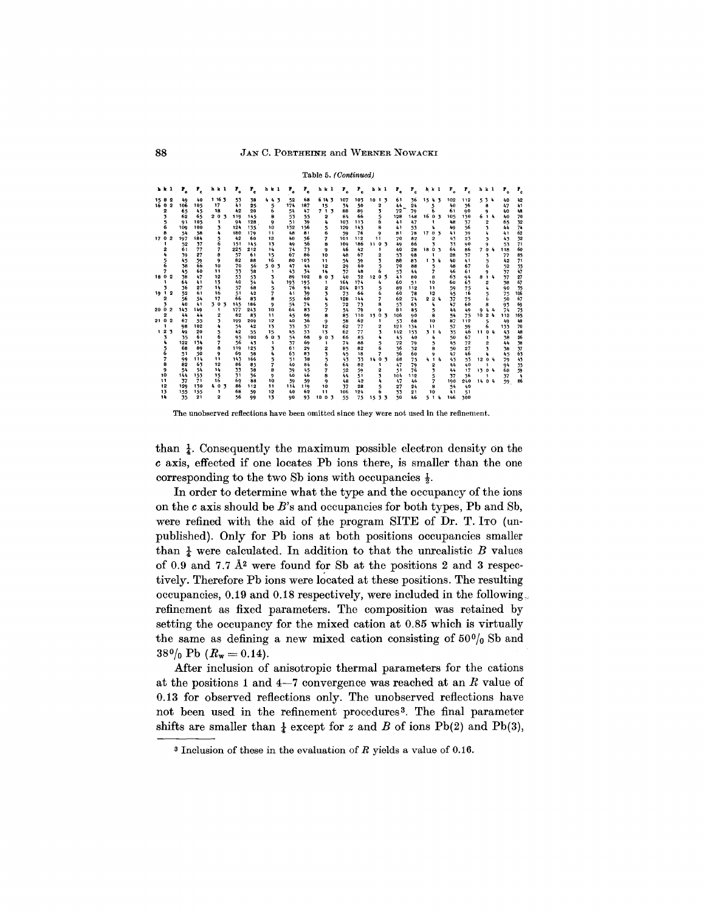Table 5. *(Continued)*

| h k l | $F_o$ | $F_c$ | h k l | $F_o$ | $F_c$ | h k l | $F_o$ | $F_c$ | h k l | $F_o$ | $F_c$ | h k l | $F_o$ | $F_c$ | h k l | $F_o$ | $F_c$ | h k l | $F_o$ | $F_c$ |
|---|---|---|---|---|---|---|---|---|---|---|---|---|---|---|---|---|---|---|---|---|
| 15 8 2 | 49 | 40 | 1 16 3 | 53 | 38 | 4 4 3 | 52 | 68 | 6 14 3 | 107 | 103 | 10 1 3 | 61 | 36 | 15 4 3 | 102 | 112 | 5 3 4 | 40 | 42 |
| 16 0 2 | 106 | 105 | 17 | 41 | 25 | 5 | 174 | 187 | 15 | 34 | 50 | 2 | 44 | 24 | 5 | 40 | 36 | 8 | 47 | 41 |
| 2 | 65 | 45 | 18 | 42 | 20 | 6 | 54 | 47 | 7 1 3 | 88 | 89 | 3 | 72 | 79 | 6 | 61 | 90 | 9 | 40 | 48 |
| 3 | 62 | 65 | 2 0 3 | 119 | 145 | 8 | 53 | 55 | 2 | 84 | 66 | 5 | 128 | 148 | 16 0 3 | 105 | 130 | 6 1 4 | 40 | 70 |
| 5 | 91 | 105 | 1 | 94 | 128 | 9 | 51 | 39 | 4 | 103 | 113 | 6 | 41 | 47 | 1 | 48 | 37 | 2 | 65 | 32 |
| 6 | 109 | 100 | 3 | 124 | 135 | 10 | 132 | 156 | 5 | 129 | 143 | 8 | 41 | 53 | 4 | 49 | 56 | 3 | 44 | 74 |
| 8 | 54 | 58 | 4 | 180 | 179 | 11 | 48 | 81 | 6 | 59 | 76 | 9 | 81 | 78 | 17 0 3 | 41 | 39 | 4 | 41 | 62 |
| 17 0 2 | 197 | 184 | 5 | 42 | 60 | 12 | 40 | 56 | 7 | 101 | 112 | 11 | 70 | 82 | 2 | 43 | 23 | 5 | 43 | 32 |
| 1 | 52 | 37 | 6 | 151 | 145 | 13 | 49 | 56 | 8 | 169 | 186 | 11 0 3 | 49 | 66 | 3 | 33 | 90 | 9 | 53 | 71 |
| 2 | 61 | 77 | 7 | 225 | 212 | 14 | 74 | 73 | 9 | 46 | 42 | 1 | 40 | 28 | 18 0 3 | 64 | 86 | 7 0 4 | 118 | 60 |
| 4 | 39 | 27 | 8 | 57 | 61 | 15 | 67 | 86 | 10 | 48 | 67 | 2 | 53 | 98 | 1 | 28 | 37 | 3 | 77 | 85 |
| 5 | 45 | 59 | 9 | 82 | 88 | 16 | 80 | 103 | 11 | 54 | 59 | 3 | 88 | 83 | 1 3 4 | 40 | 41 | 5 | 42 | 71 |
| 6 | 38 | 66 | 10 | 70 | 56 | 5 0 3 | 47 | 44 | 12 | 29 | 60 | 5 | 70 | 88 | 5 | 48 | 67 | 6 | 52 | 55 |
| 7 | 45 | 60 | 11 | 33 | 38 | 1 | 43 | 34 | 14 | 37 | 48 | 6 | 53 | 44 | 7 | 46 | 61 | 9 | 37 | 47 |
| 18 0 2 | 38 | 47 | 12 | 53 | 53 | 3 | 89 | 102 | 8 0 3 | 40 | 32 | 12 0 3 | 41 | 80 | 8 | 63 | 94 | 8 1 4 | 37 | 27 |
| 1 | 64 | 41 | 13 | 40 | 34 | 4 | 193 | 195 | 1 | 164 | 174 | 4 | 60 | 51 | 10 | 60 | 63 | 2 | 38 | 67 |
| 3 | 36 | 27 | 14 | 57 | 68 | 5 | 76 | 94 | 2 | 204 | 213 | 5 | 89 | 112 | 11 | 59 | 75 | 4 | 90 | 75 |
| 19 1 2 | 52 | 61 | 16 | 51 | 42 | 7 | 41 | 39 | 3 | 73 | 66 | 6 | 60 | 78 | 12 | 45 | 16 | 5 | 75 | 106 |
| 2 | 56 | 54 | 17 | 66 | 83 | 8 | 55 | 60 | 4 | 128 | 144 | 7 | 62 | 74 | 2 2 4 | 37 | 75 | 6 | 50 | 67 |
| 3 | 40 | 41 | 3 0 3 | 145 | 186 | 9 | 54 | 74 | 5 | 72 | 73 | 8 | 53 | 65 | 4 | 47 | 60 | 8 | 93 | 69 |
| 20 0 2 | 143 | 149 | 1 | 177 | 243 | 10 | 64 | 83 | 7 | 54 | 79 | 9 | 81 | 85 | 5 | 44 | 49 | 9 4 4 | 74 | 75 |
| 2 | 44 | 44 | 2 | 62 | 83 | 11 | 45 | 69 | 8 | 85 | 110 | 13 0 3 | 106 | 90 | 8 | 54 | 75 | 10 2 4 | 112 | 165 |
| 21 0 2 | 67 | 55 | 3 | 199 | 209 | 12 | 40 | 36 | 9 | 58 | 62 | 1 | 53 | 68 | 10 | 87 | 112 | 5 | 49 | 48 |
| 1 | 98 | 102 | 4 | 54 | 42 | 13 | 33 | 57 | 12 | 62 | 77 | 2 | 121 | 134 | 11 | 57 | 59 | 6 | 133 | 70 |
| 1 2 3 | 49 | 20 | 5 | 42 | 55 | 15 | 45 | 53 | 13 | 62 | 77 | 3 | 142 | 153 | 3 1 4 | 35 | 46 | 11 0 4 | 43 | 48 |
| 3 | 35 | 61 | 6 | 93 | 100 | 6 0 3 | 54 | 68 | 9 0 3 | 66 | 85 | 4 | 45 | 40 | 4 | 50 | 67 | 1 | 38 | 26 |
| 4 | 122 | 134 | 7 | 56 | 43 | 1 | 37 | 69 | 1 | 74 | 88 | 5 | 72 | 79 | 5 | 45 | 72 | 2 | 44 | 38 |
| 5 | 68 | 89 | 8 | 119 | 125 | 3 | 61 | 29 | 2 | 85 | 82 | 6 | 36 | 32 | 8 | 50 | 27 | 3 | 38 | 37 |
| 6 | 51 | 50 | 9 | 69 | 58 | 4 | 63 | 83 | 3 | 45 | 18 | 7 | 36 | 60 | 9 | 47 | 46 | 4 | 45 | 63 |
| 7 | 99 | 114 | 11 | 143 | 166 | 5 | 51 | 38 | 5 | 43 | 33 | 14 0 3 | 68 | 75 | 4 1 4 | 43 | 53 | 12 0 4 | 79 | 45 |
| 8 | 82 | 63 | 12 | 86 | 83 | 7 | 40 | 84 | 6 | 64 | 82 | 1 | 47 | 79 | 2 | 44 | 40 | 1 | 94 | 55 |
| 9 | 54 | 54 | 14 | 33 | 38 | 8 | 39 | 45 | 7 | 52 | 59 | 2 | 51 | 76 | 3 | 44 | 17 | 13 0 4 | 68 | 59 |
| 10 | 144 | 153 | 15 | 31 | 36 | 9 | 40 | 46 | 8 | 44 | 51 | 3 | 104 | 112 | 5 | 37 | 36 | 1 | 37 | 4 |
| 11 | 37 | 71 | 16 | 69 | 88 | 10 | 59 | 59 | 9 | 48 | 42 | 4 | 47 | 46 | 7 | 190 | 240 | 14 0 4 | 59 | 86 |
| 12 | 129 | 130 | 4 0 3 | 86 | 112 | 11 | 114 | 119 | 10 | 37 | 28 | 5 | 27 | 24 | 8 | 54 | 40 | | | |
| 13 | 155 | 155 | 1 | 68 | 59 | 12 | 40 | 62 | 11 | 106 | 124 | 6 | 33 | 21 | 10 | 41 | 51 | | | |
| 14 | 35 | 21 | 2 | 56 | 99 | 13 | 90 | 93 | 10 0 3 | 55 | 75 | 15 3 3 | 30 | 46 | 5 1 4 | 146 | 300 | | | |

The unobserved reflections have been omitted since they were not used in the refinement.

than $\frac{1}{4}$. Consequently the maximum possible electron density on the $c$ axis, effected if one locates Pb ions there, is smaller than the one corresponding to the two Sb ions with occupancies $\frac{1}{2}$.

In order to determine what the type and the occupancy of the ions on the $c$ axis should be $B$'s and occupancies for both types, Pb and Sb, were refined with the aid of the program SITE of Dr. T. ITO (unpublished). Only for Pb ions at both positions occupancies smaller than $\frac{1}{4}$ were calculated. In addition to that the unrealistic $B$ values of 0.9 and 7.7 Å$^2$ were found for Sb at the positions 2 and 3 respectively. Therefore Pb ions were located at these positions. The resulting occupancies, 0.19 and 0.18 respectively, were included in the following refinement as fixed parameters. The composition was retained by setting the occupancy for the mixed cation at 0.85 which is virtually the same as defining a new mixed cation consisting of 50% Sb and 38% Pb ($R_w = 0.14$).

After inclusion of anisotropic thermal parameters for the cations at the positions 1 and 4—7 convergence was reached at an $R$ value of 0.13 for observed reflections only. The unobserved reflections have not been used in the refinement procedures[3]. The final parameter shifts are smaller than $\frac{1}{4}$ except for $z$ and $B$ of ions Pb(2) and Pb(3),

[3] Inclusion of these in the evaluation of $R$ yields a value of 0.16.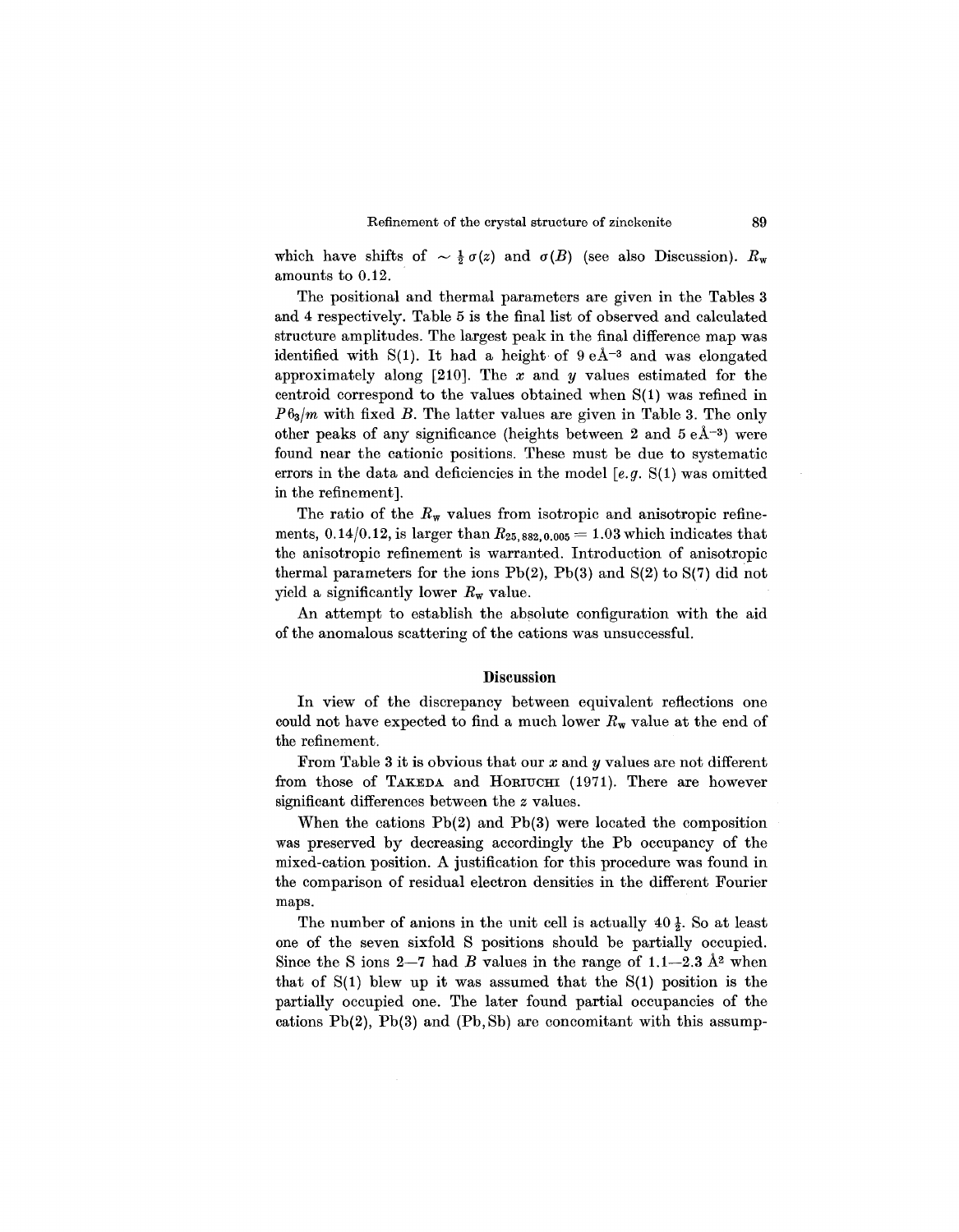which have shifts of $\sim \frac{1}{2}\,\sigma(z)$ and $\sigma(B)$ (see also Discussion). $R_w$ amounts to 0.12.

The positional and thermal parameters are given in the Tables 3 and 4 respectively. Table 5 is the final list of observed and calculated structure amplitudes. The largest peak in the final difference map was identified with S(1). It had a height of 9 eÅ$^{-3}$ and was elongated approximately along [210]. The $x$ and $y$ values estimated for the centroid correspond to the values obtained when S(1) was refined in $P6_3/m$ with fixed $B$. The latter values are given in Table 3. The only other peaks of any significance (heights between 2 and 5 eÅ$^{-3}$) were found near the cationic positions. These must be due to systematic errors in the data and deficiencies in the model [*e.g.* S(1) was omitted in the refinement].

The ratio of the $R_w$ values from isotropic and anisotropic refinements, 0.14/0.12, is larger than $R_{25,882,0.005} = 1.03$ which indicates that the anisotropic refinement is warranted. Introduction of anisotropic thermal parameters for the ions Pb(2), Pb(3) and S(2) to S(7) did not yield a significantly lower $R_w$ value.

An attempt to establish the absolute configuration with the aid of the anomalous scattering of the cations was unsuccessful.

## Discussion

In view of the discrepancy between equivalent reflections one could not have expected to find a much lower $R_w$ value at the end of the refinement.

From Table 3 it is obvious that our $x$ and $y$ values are not different from those of TAKEDA and HORIUCHI (1971). There are however significant differences between the $z$ values.

When the cations Pb(2) and Pb(3) were located the composition was preserved by decreasing accordingly the Pb occupancy of the mixed-cation position. A justification for this procedure was found in the comparison of residual electron densities in the different Fourier maps.

The number of anions in the unit cell is actually $40\frac{1}{2}$. So at least one of the seven sixfold S positions should be partially occupied. Since the S ions 2—7 had $B$ values in the range of 1.1—2.3 Å$^2$ when that of S(1) blew up it was assumed that the S(1) position is the partially occupied one. The later found partial occupancies of the cations Pb(2), Pb(3) and (Pb,Sb) are concomitant with this assump-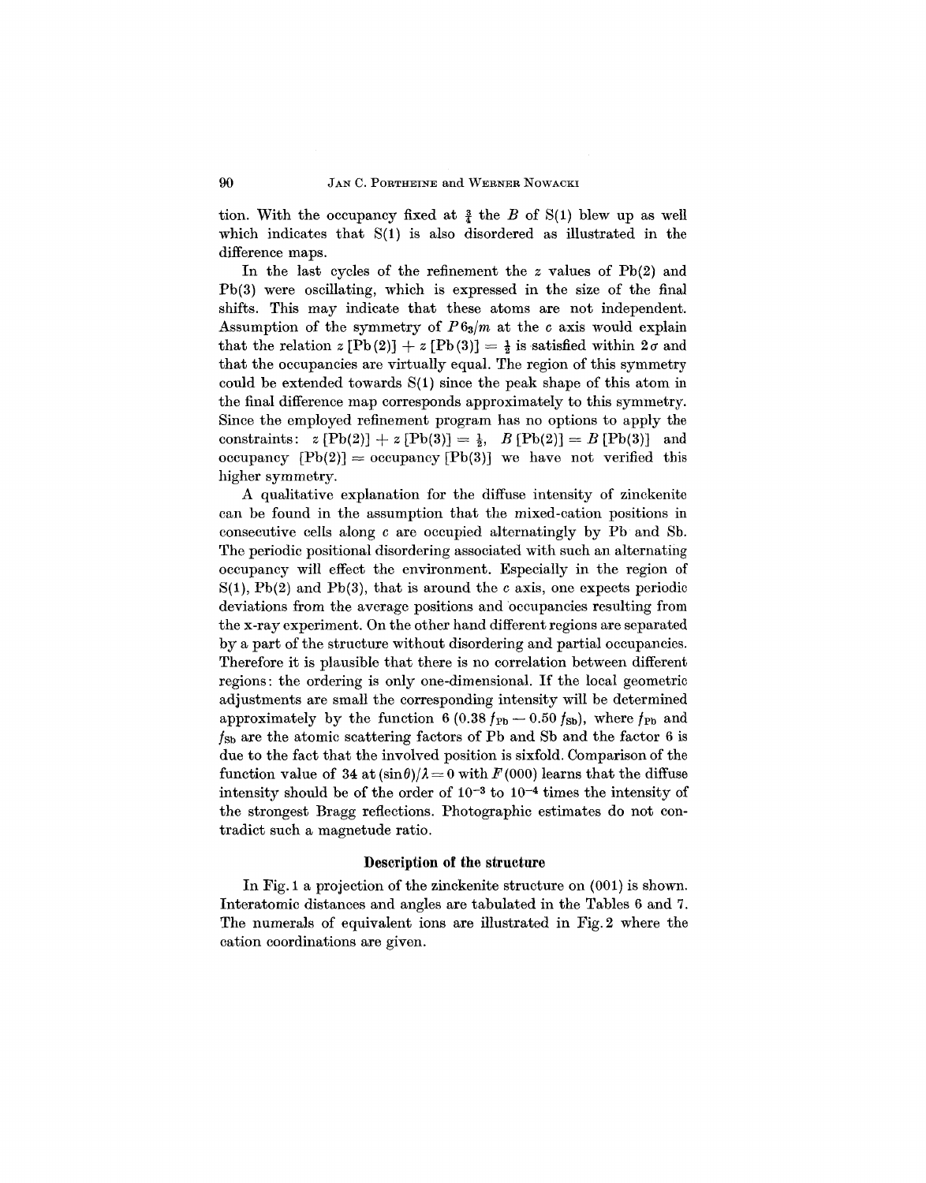tion. With the occupancy fixed at $\frac{3}{4}$ the $B$ of S(1) blew up as well which indicates that S(1) is also disordered as illustrated in the difference maps.

In the last cycles of the refinement the $z$ values of Pb(2) and Pb(3) were oscillating, which is expressed in the size of the final shifts. This may indicate that these atoms are not independent. Assumption of the symmetry of $P6_3/m$ at the $c$ axis would explain that the relation $z\,[\text{Pb}(2)] + z\,[\text{Pb}(3)] = \frac{1}{2}$ is satisfied within $2\sigma$ and that the occupancies are virtually equal. The region of this symmetry could be extended towards S(1) since the peak shape of this atom in the final difference map corresponds approximately to this symmetry. Since the employed refinement program has no options to apply the constraints: $z\,[\text{Pb}(2)] + z\,[\text{Pb}(3)] = \frac{1}{2}$, $B\,[\text{Pb}(2)] = B\,[\text{Pb}(3)]$ and occupancy $[\text{Pb}(2)]$ = occupancy $[\text{Pb}(3)]$ we have not verified this higher symmetry.

A qualitative explanation for the diffuse intensity of zinckenite can be found in the assumption that the mixed-cation positions in consecutive cells along $c$ are occupied alternatingly by Pb and Sb. The periodic positional disordering associated with such an alternating occupancy will effect the environment. Especially in the region of S(1), Pb(2) and Pb(3), that is around the $c$ axis, one expects periodic deviations from the average positions and occupancies resulting from the x-ray experiment. On the other hand different regions are separated by a part of the structure without disordering and partial occupancies. Therefore it is plausible that there is no correlation between different regions: the ordering is only one-dimensional. If the local geometric adjustments are small the corresponding intensity will be determined approximately by the function $6\,(0.38\,f_{\text{Pb}} - 0.50\,f_{\text{Sb}})$, where $f_{\text{Pb}}$ and $f_{\text{Sb}}$ are the atomic scattering factors of Pb and Sb and the factor 6 is due to the fact that the involved position is sixfold. Comparison of the function value of 34 at $(\sin\theta)/\lambda = 0$ with $F(000)$ learns that the diffuse intensity should be of the order of $10^{-3}$ to $10^{-4}$ times the intensity of the strongest Bragg reflections. Photographic estimates do not contradict such a magnetude ratio.

## Description of the structure

In Fig. 1 a projection of the zinckenite structure on (001) is shown. Interatomic distances and angles are tabulated in the Tables 6 and 7. The numerals of equivalent ions are illustrated in Fig. 2 where the cation coordinations are given.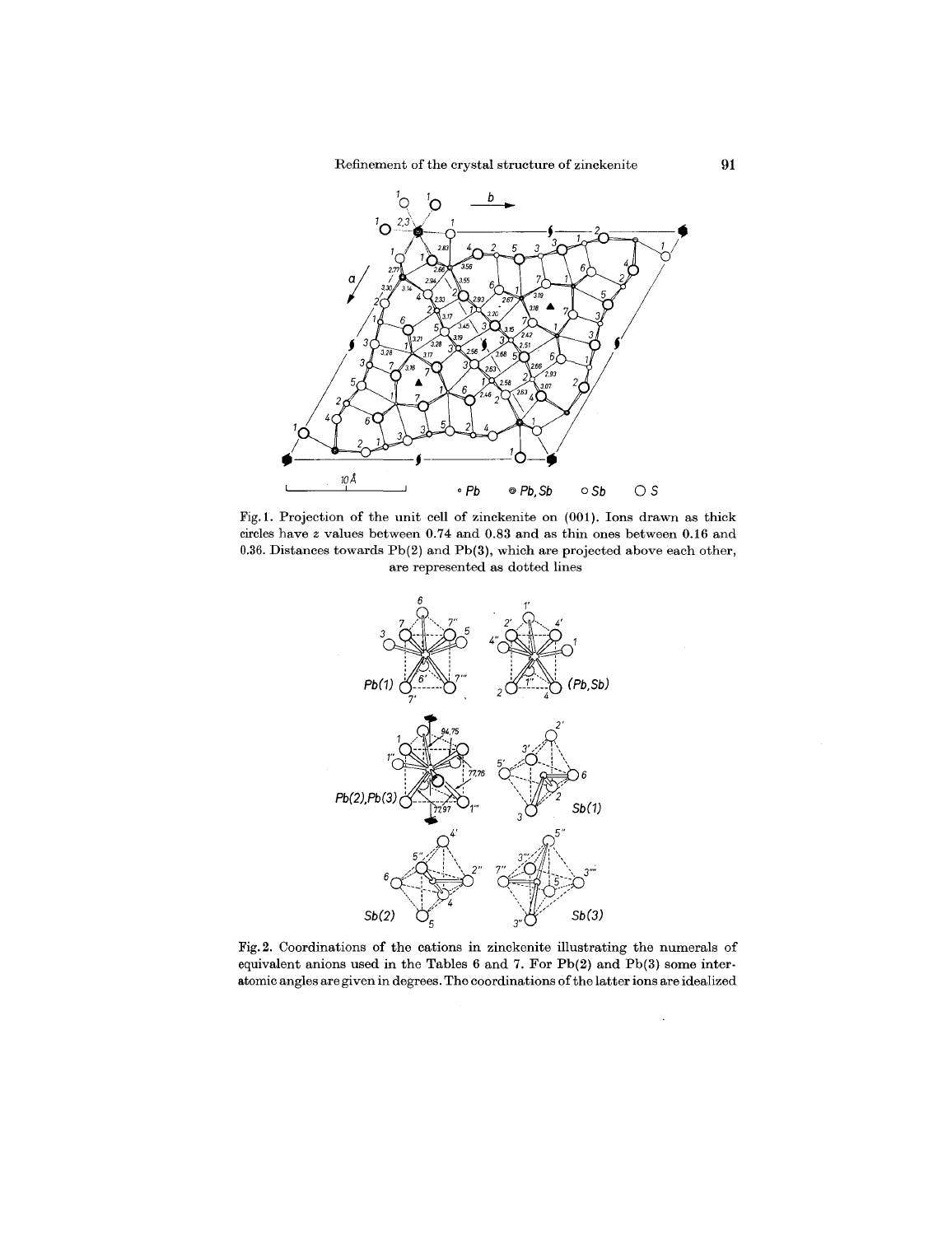Fig. 1. Projection of the unit cell of zinckenite on (001). Ions drawn as thick circles have z values between 0.74 and 0.83 and as thin ones between 0.16 and 0.36. Distances towards Pb(2) and Pb(3), which are projected above each other, are represented as dotted lines

Fig. 2. Coordinations of the cations in zinckenite illustrating the numerals of equivalent anions used in the Tables 6 and 7. For Pb(2) and Pb(3) some interatomic angles are given in degrees. The coordinations of the latter ions are idealized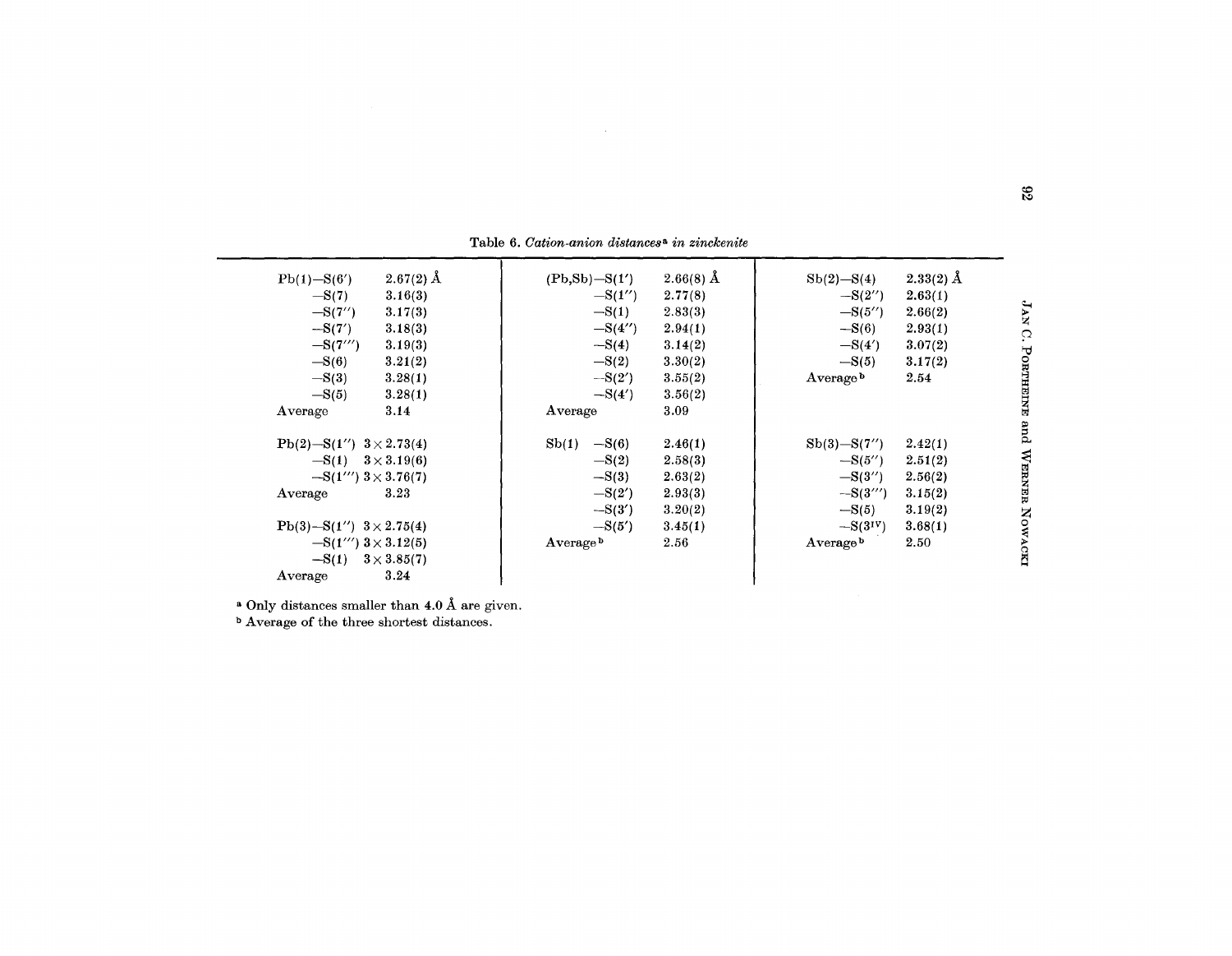Table 6. *Cation-anion distances*[a] *in zinckenite*

| | | | | | |
|---|---|---|---|---|---|
| Pb(1)—S(6′) | 2.67(2) Å | (Pb,Sb)—S(1′) | 2.66(8) Å | Sb(2)—S(4) | 2.33(2) Å |
| —S(7) | 3.16(3) | —S(1″) | 2.77(8) | —S(2″) | 2.63(1) |
| —S(7″) | 3.17(3) | —S(1) | 2.83(3) | —S(5″) | 2.66(2) |
| —S(7′) | 3.18(3) | —S(4″) | 2.94(1) | —S(6) | 2.93(1) |
| —S(7‴) | 3.19(3) | —S(4) | 3.14(2) | —S(4′) | 3.07(2) |
| —S(6) | 3.21(2) | —S(2) | 3.30(2) | —S(5) | 3.17(2) |
| —S(3) | 3.28(1) | —S(2′) | 3.55(2) | Average[b] | 2.54 |
| —S(5) | 3.28(1) | —S(4′) | 3.56(2) | | |
| Average | 3.14 | Average | 3.09 | | |
| | | | | | |
| Pb(2)—S(1″) | 3 × 2.73(4) | Sb(1) —S(6) | 2.46(1) | Sb(3)—S(7″) | 2.42(1) |
| —S(1) | 3 × 3.19(6) | —S(2) | 2.58(3) | —S(5″) | 2.51(2) |
| —S(1‴) | 3 × 3.76(7) | —S(3) | 2.63(2) | —S(3″) | 2.56(2) |
| Average | 3.23 | —S(2′) | 2.93(3) | —S(3‴) | 3.15(2) |
| | | —S(3′) | 3.20(2) | —S(5) | 3.19(2) |
| Pb(3)—S(1″) | 3 × 2.75(4) | —S(5′) | 3.45(1) | —S(3$^{IV}$) | 3.68(1) |
| —S(1‴) | 3 × 3.12(5) | Average[b] | 2.56 | Average[b] | 2.50 |
| —S(1) | 3 × 3.85(7) | | | | |
| Average | 3.24 | | | | |

[a] Only distances smaller than 4.0 Å are given.

[b] Average of the three shortest distances.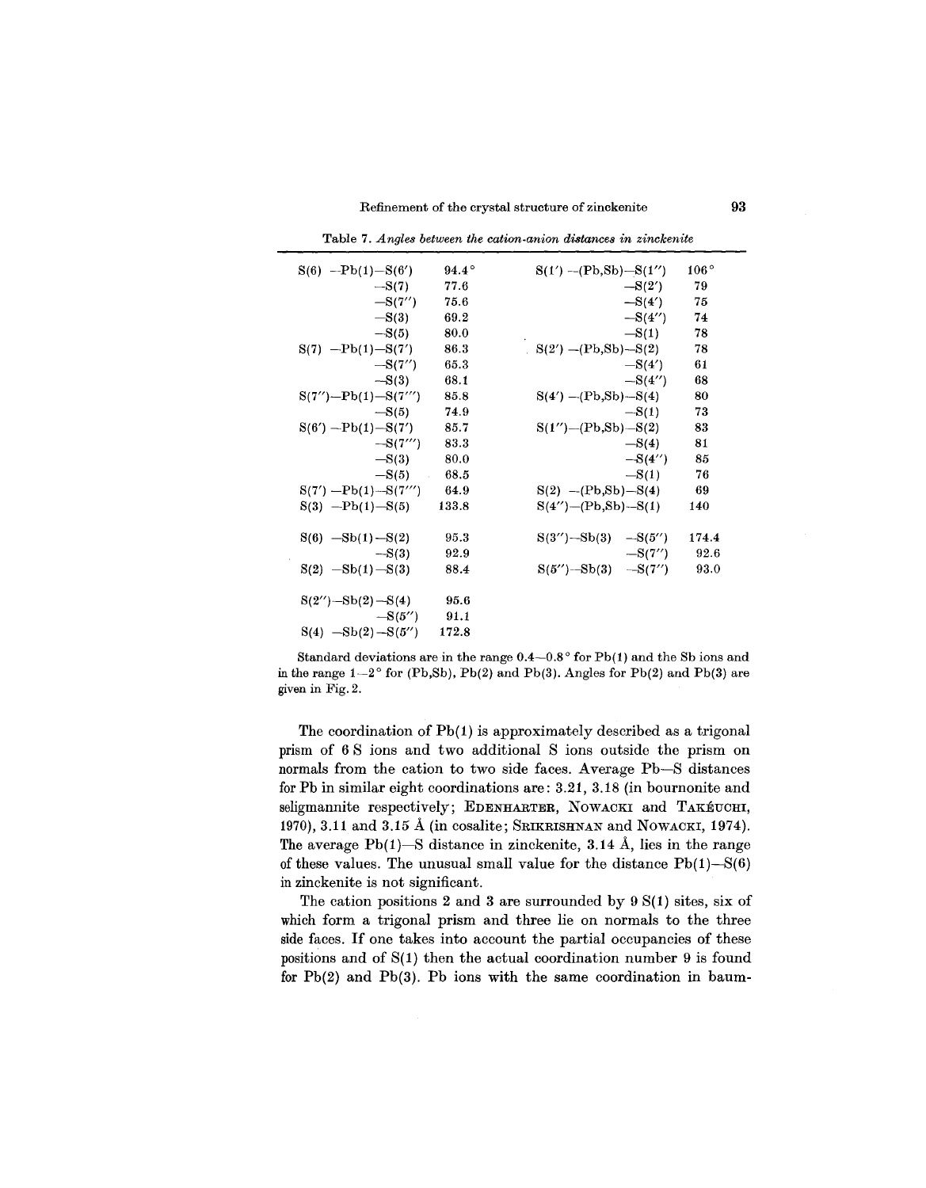Table 7. *Angles between the cation-anion distances in zinckenite*

| | | | |
|---|---|---|---|
| S(6) —Pb(1)—S(6′) | 94.4° | S(1′) —(Pb,Sb)—S(1″) | 106° |
| —S(7) | 77.6 | —S(2′) | 79 |
| —S(7″) | 75.6 | —S(4′) | 75 |
| —S(3) | 69.2 | —S(4″) | 74 |
| —S(5) | 80.0 | —S(1) | 78 |
| S(7) —Pb(1)—S(7′) | 86.3 | S(2′) —(Pb,Sb)—S(2) | 78 |
| —S(7″) | 65.3 | —S(4′) | 61 |
| —S(3) | 68.1 | —S(4″) | 68 |
| S(7″)—Pb(1)—S(7‴) | 85.8 | S(4′) —(Pb,Sb)—S(4) | 80 |
| —S(5) | 74.9 | —S(1) | 73 |
| S(6′) —Pb(1)—S(7′) | 85.7 | S(1″)—(Pb,Sb)—S(2) | 83 |
| —S(7‴) | 83.3 | —S(4) | 81 |
| —S(3) | 80.0 | —S(4″) | 85 |
| —S(5) | 68.5 | —S(1) | 76 |
| S(7′) —Pb(1)—S(7‴) | 64.9 | S(2) —(Pb,Sb)—S(4) | 69 |
| S(3) —Pb(1)—S(5) | 133.8 | S(4″)—(Pb,Sb)—S(1) | 140 |
| S(6) —Sb(1)—S(2) | 95.3 | S(3″)—Sb(3) —S(5″) | 174.4 |
| —S(3) | 92.9 | —S(7″) | 92.6 |
| S(2) —Sb(1)—S(3) | 88.4 | S(5″)—Sb(3) —S(7″) | 93.0 |
| S(2″)—Sb(2)—S(4) | 95.6 | | |
| —S(5″) | 91.1 | | |
| S(4) —Sb(2)—S(5″) | 172.8 | | |

Standard deviations are in the range 0.4—0.8° for Pb(1) and the Sb ions and in the range 1—2° for (Pb,Sb), Pb(2) and Pb(3). Angles for Pb(2) and Pb(3) are given in Fig. 2.

The coordination of Pb(1) is approximately described as a trigonal prism of 6 S ions and two additional S ions outside the prism on normals from the cation to two side faces. Average Pb—S distances for Pb in similar eight coordinations are: 3.21, 3.18 (in bournonite and seligmannite respectively; EDENHARTER, NOWACKI and TAKÉUCHI, 1970), 3.11 and 3.15 Å (in cosalite; SRIKRISHNAN and NOWACKI, 1974). The average Pb(1)—S distance in zinckenite, 3.14 Å, lies in the range of these values. The unusual small value for the distance Pb(1)—S(6) in zinckenite is not significant.

The cation positions 2 and 3 are surrounded by 9 S(1) sites, six of which form a trigonal prism and three lie on normals to the three side faces. If one takes into account the partial occupancies of these positions and of S(1) then the actual coordination number 9 is found for Pb(2) and Pb(3). Pb ions with the same coordination in baum-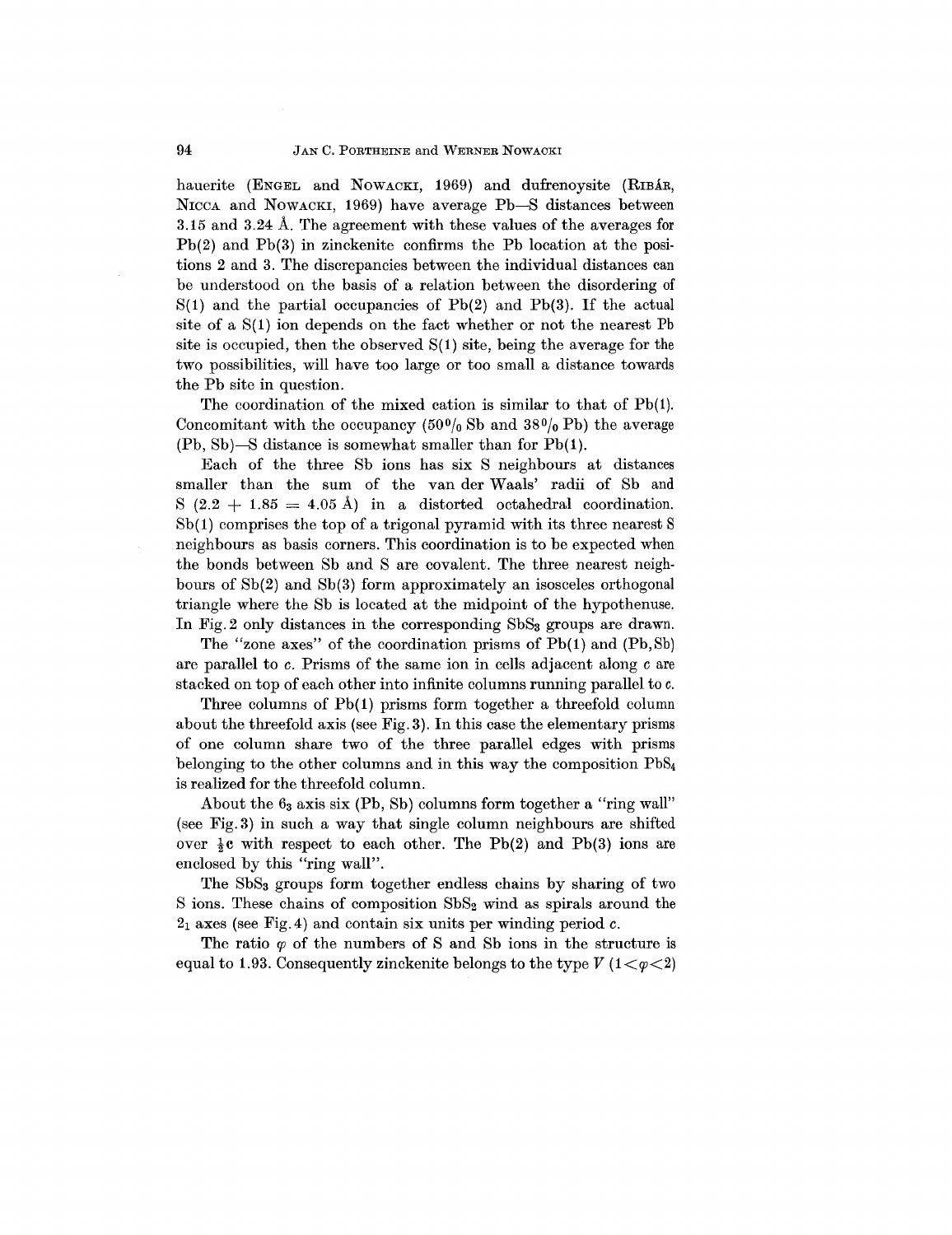hauerite (ENGEL and NOWACKI, 1969) and dufrenoysite (RIBÁR, NICCA and NOWACKI, 1969) have average Pb—S distances between 3.15 and 3.24 Å. The agreement with these values of the averages for Pb(2) and Pb(3) in zinckenite confirms the Pb location at the positions 2 and 3. The discrepancies between the individual distances can be understood on the basis of a relation between the disordering of S(1) and the partial occupancies of Pb(2) and Pb(3). If the actual site of a S(1) ion depends on the fact whether or not the nearest Pb site is occupied, then the observed S(1) site, being the average for the two possibilities, will have too large or too small a distance towards the Pb site in question.

The coordination of the mixed cation is similar to that of Pb(1). Concomitant with the occupancy (50% Sb and 38% Pb) the average (Pb, Sb)—S distance is somewhat smaller than for Pb(1).

Each of the three Sb ions has six S neighbours at distances smaller than the sum of the van der Waals' radii of Sb and S ($2.2 + 1.85 = 4.05$ Å) in a distorted octahedral coordination. Sb(1) comprises the top of a trigonal pyramid with its three nearest S neighbours as basis corners. This coordination is to be expected when the bonds between Sb and S are covalent. The three nearest neighbours of Sb(2) and Sb(3) form approximately an isosceles orthogonal triangle where the Sb is located at the midpoint of the hypothenuse. In Fig. 2 only distances in the corresponding $SbS_3$ groups are drawn.

The "zone axes" of the coordination prisms of Pb(1) and (Pb, Sb) are parallel to $c$. Prisms of the same ion in cells adjacent along $c$ are stacked on top of each other into infinite columns running parallel to $c$.

Three columns of Pb(1) prisms form together a threefold column about the threefold axis (see Fig. 3). In this case the elementary prisms of one column share two of the three parallel edges with prisms belonging to the other columns and in this way the composition $PbS_4$ is realized for the threefold column.

About the $6_3$ axis six (Pb, Sb) columns form together a "ring wall" (see Fig. 3) in such a way that single column neighbours are shifted over $\frac{1}{2}\mathbf{c}$ with respect to each other. The Pb(2) and Pb(3) ions are enclosed by this "ring wall".

The $SbS_3$ groups form together endless chains by sharing of two S ions. These chains of composition $SbS_2$ wind as spirals around the $2_1$ axes (see Fig. 4) and contain six units per winding period $c$.

The ratio $\varphi$ of the numbers of S and Sb ions in the structure is equal to 1.93. Consequently zinckenite belongs to the type $V$ ($1 < \varphi < 2$)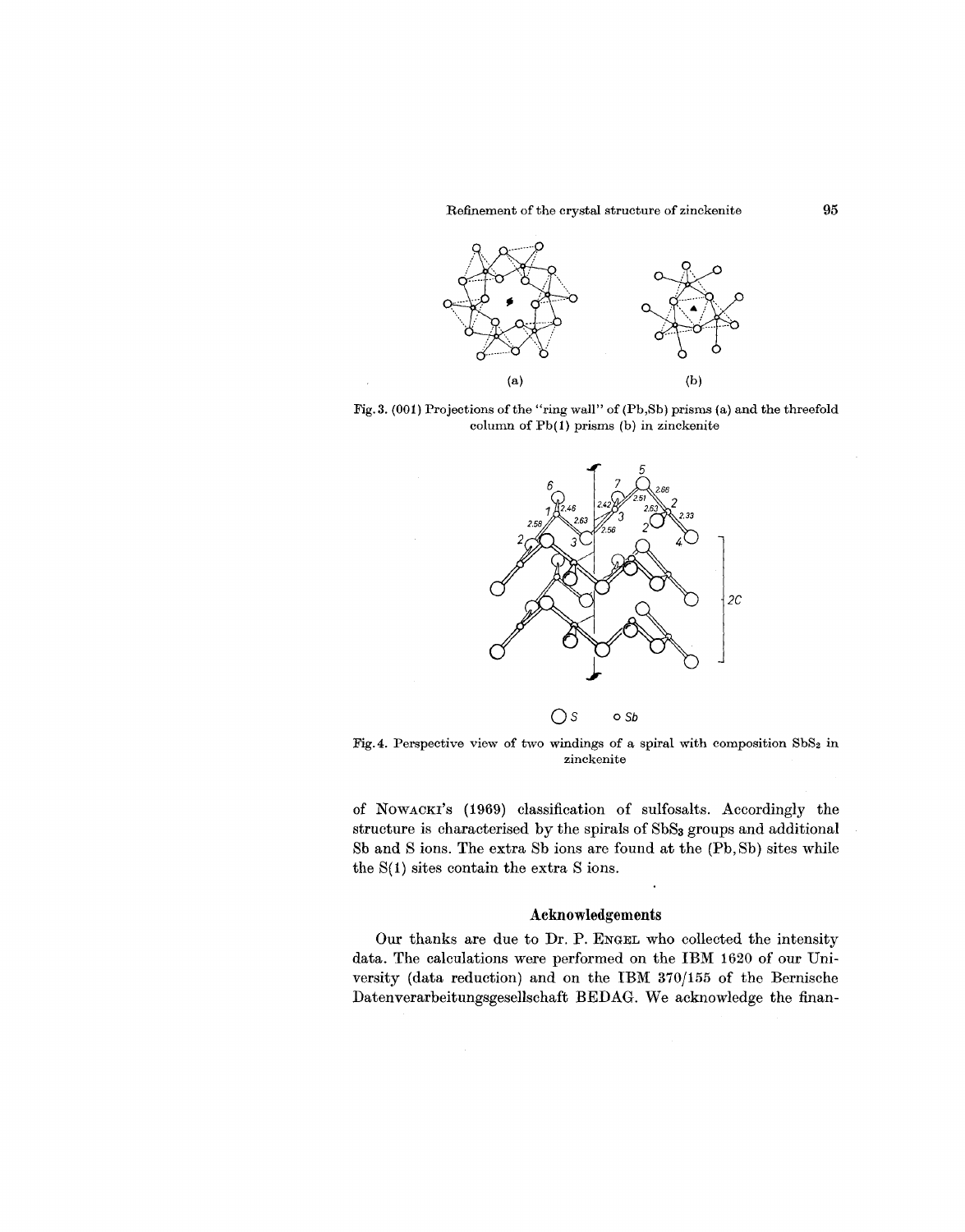Fig. 3. (001) Projections of the "ring wall" of (Pb,Sb) prisms (a) and the threefold column of Pb(1) prisms (b) in zinckenite

Fig. 4. Perspective view of two windings of a spiral with composition $SbS_2$ in zinckenite

of NOWACKI's (1969) classification of sulfosalts. Accordingly the structure is characterised by the spirals of $SbS_3$ groups and additional Sb and S ions. The extra Sb ions are found at the (Pb, Sb) sites while the S(1) sites contain the extra S ions.

## Acknowledgements

Our thanks are due to Dr. P. ENGEL who collected the intensity data. The calculations were performed on the IBM 1620 of our University (data reduction) and on the IBM 370/155 of the Bernische Datenverarbeitungsgesellschaft BEDAG. We acknowledge the finan-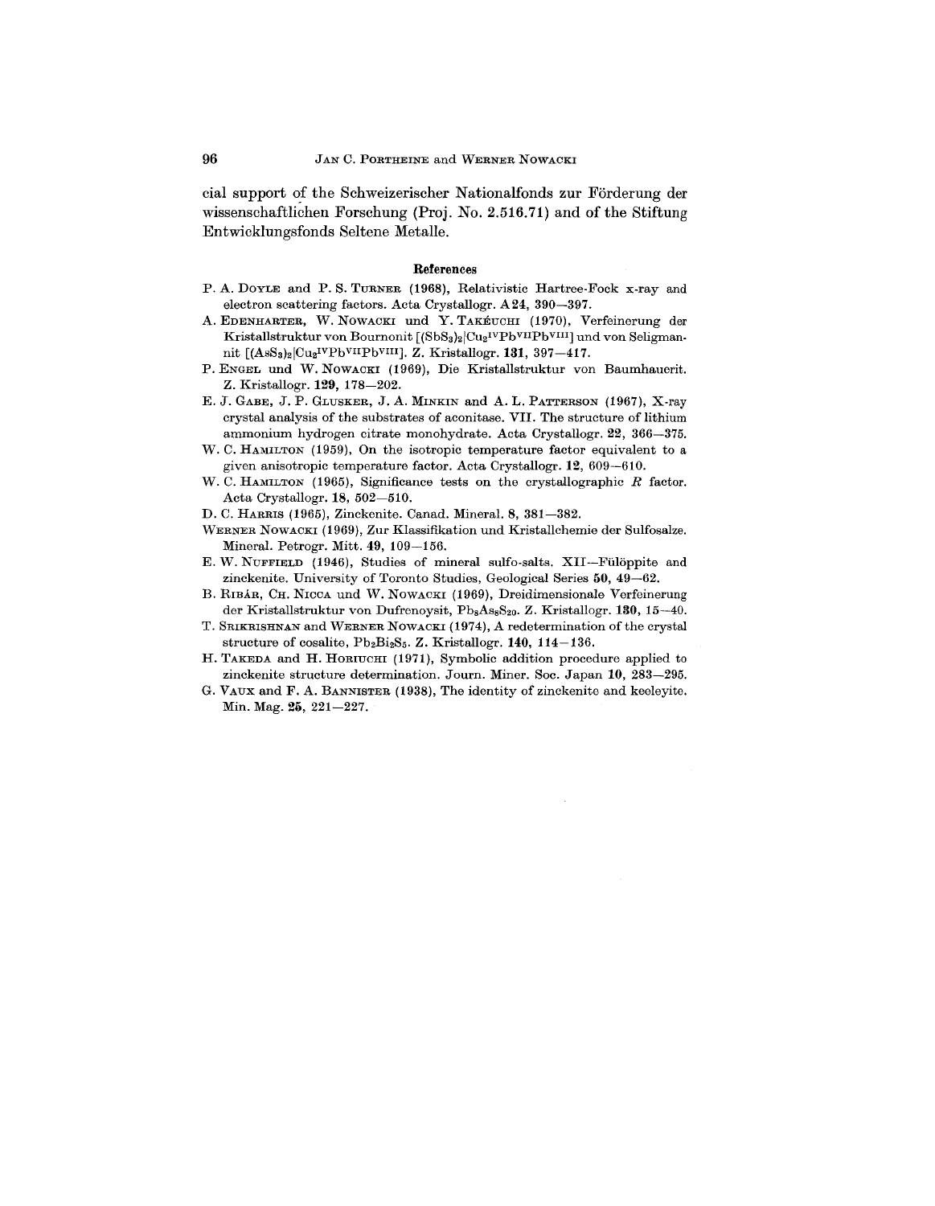cial support of the Schweizerischer Nationalfonds zur Förderung der wissenschaftlichen Forschung (Proj. No. 2.516.71) and of the Stiftung Entwicklungsfonds Seltene Metalle.

## References

P. A. Doyle and P. S. Turner (1968), Relativistic Hartree-Fock x-ray and electron scattering factors. Acta Crystallogr. **A24**, 390—397.

A. Edenharter, W. Nowacki und Y. Takéuchi (1970), Verfeinerung der Kristallstruktur von Bournonit $[(SbS_3)_2|Cu_2^{IV}Pb^{VII}Pb^{VIII}]$ und von Seligmannit $[(AsS_3)_2|Cu_2^{IV}Pb^{VII}Pb^{VIII}]$. Z. Kristallogr. **131**, 397—417.

P. Engel und W. Nowacki (1969), Die Kristallstruktur von Baumhauerit. Z. Kristallogr. **129**, 178—202.

E. J. Gabe, J. P. Glusker, J. A. Minkin and A. L. Patterson (1967), X-ray crystal analysis of the substrates of aconitase. VII. The structure of lithium ammonium hydrogen citrate monohydrate. Acta Crystallogr. **22**, 366—375.

W. C. Hamilton (1959), On the isotropic temperature factor equivalent to a given anisotropic temperature factor. Acta Crystallogr. **12**, 609—610.

W. C. Hamilton (1965), Significance tests on the crystallographic $R$ factor. Acta Crystallogr. **18**, 502—510.

D. C. Harris (1965), Zinckenite. Canad. Mineral. **8**, 381—382.

Werner Nowacki (1969), Zur Klassifikation und Kristallchemie der Sulfosalze. Mineral. Petrogr. Mitt. **49**, 109—156.

E. W. Nuffield (1946), Studies of mineral sulfo-salts. XII—Fülöppite and zinckenite. University of Toronto Studies, Geological Series **50**, 49—62.

B. Ribár, Ch. Nicca und W. Nowacki (1969), Dreidimensionale Verfeinerung der Kristallstruktur von Dufrenoysit, $Pb_8As_8S_{20}$. Z. Kristallogr. **130**, 15—40.

T. Srikrishnan and Werner Nowacki (1974), A redetermination of the crystal structure of cosalite, $Pb_2Bi_2S_5$. Z. Kristallogr. **140**, 114—136.

H. Takeda and H. Horiuchi (1971), Symbolic addition procedure applied to zinckenite structure determination. Journ. Miner. Soc. Japan **10**, 283—295.

G. Vaux and F. A. Bannister (1938), The identity of zinckenite and keeleyite. Min. Mag. **25**, 221—227.